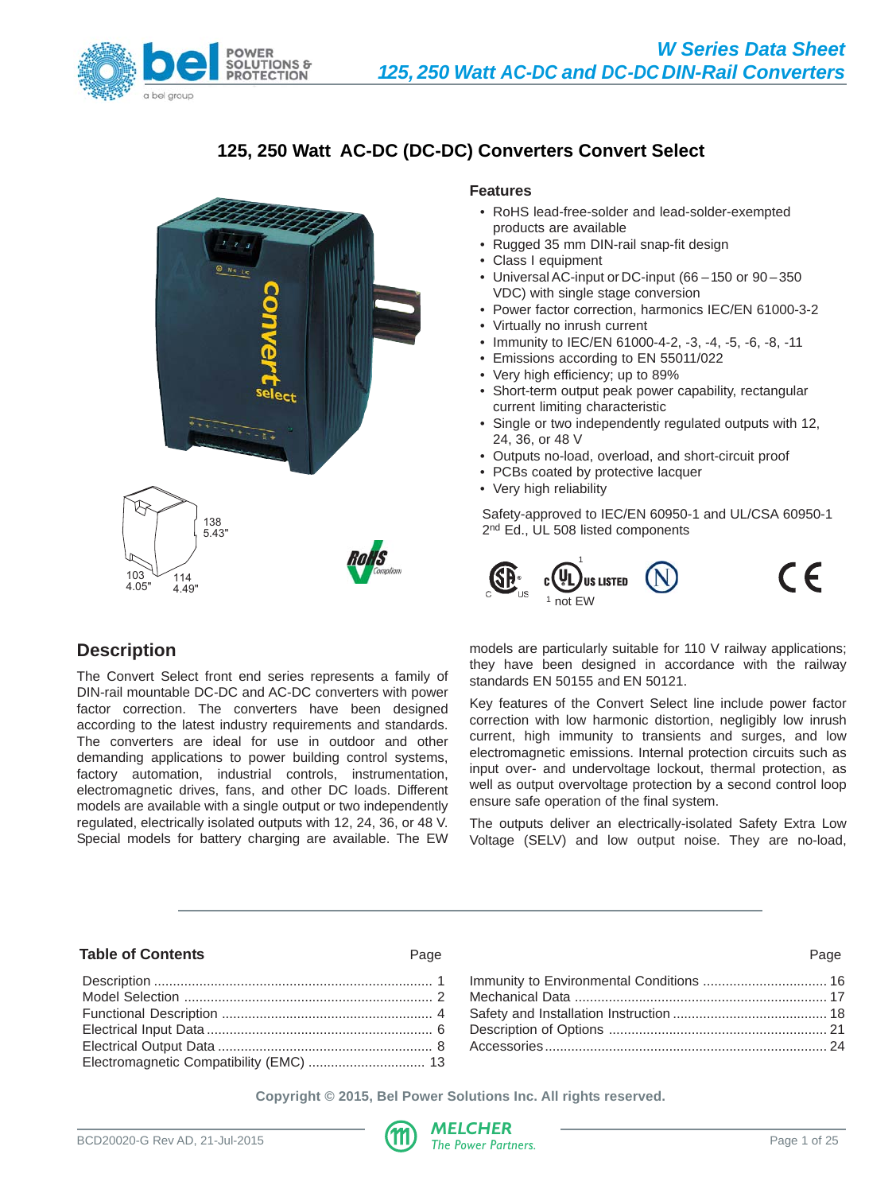# 125, 250 Watt AC-DC (DC-DC) Converters Convert Select

138
5.43"

103
4.05"

114
4.49"

## Features

- RoHS lead-free-solder and lead-solder-exempted products are available
- Rugged 35 mm DIN-rail snap-fit design
- Class I equipment
- Universal AC-input or DC-input (66 – 150 or 90 – 350 VDC) with single stage conversion
- Power factor correction, harmonics IEC/EN 61000-3-2
- Virtually no inrush current
- Immunity to IEC/EN 61000-4-2, -3, -4, -5, -6, -8, -11
- Emissions according to EN 55011/022
- Very high efficiency; up to 89%
- Short-term output peak power capability, rectangular current limiting characteristic
- Single or two independently regulated outputs with 12, 24, 36, or 48 V
- Outputs no-load, overload, and short-circuit proof
- PCBs coated by protective lacquer
- Very high reliability

Safety-approved to IEC/EN 60950-1 and UL/CSA 60950-1 2nd Ed., UL 508 listed components

[1] not EW

## Description

The Convert Select front end series represents a family of DIN-rail mountable DC-DC and AC-DC converters with power factor correction. The converters have been designed according to the latest industry requirements and standards. The converters are ideal for use in outdoor and other demanding applications to power building control systems, factory automation, industrial controls, instrumentation, electromagnetic drives, fans, and other DC loads. Different models are available with a single output or two independently regulated, electrically isolated outputs with 12, 24, 36, or 48 V. Special models for battery charging are available. The EW models are particularly suitable for 110 V railway applications; they have been designed in accordance with the railway standards EN 50155 and EN 50121.

Key features of the Convert Select line include power factor correction with low harmonic distortion, negligibly low inrush current, high immunity to transients and surges, and low electromagnetic emissions. Internal protection circuits such as input over- and undervoltage lockout, thermal protection, as well as output overvoltage protection by a second control loop ensure safe operation of the final system.

The outputs deliver an electrically-isolated Safety Extra Low Voltage (SELV) and low output noise. They are no-load,

## Table of Contents

| | Page |
|---|---|
| Description | 1 |
| Model Selection | 2 |
| Functional Description | 4 |
| Electrical Input Data | 6 |
| Electrical Output Data | 8 |
| Electromagnetic Compatibility (EMC) | 13 |
| Immunity to Environmental Conditions | 16 |
| Mechanical Data | 17 |
| Safety and Installation Instruction | 18 |
| Description of Options | 21 |
| Accessories | 24 |

Copyright © 2015, Bel Power Solutions Inc. All rights reserved.

BCD20020-G Rev AD, 21-Jul-2015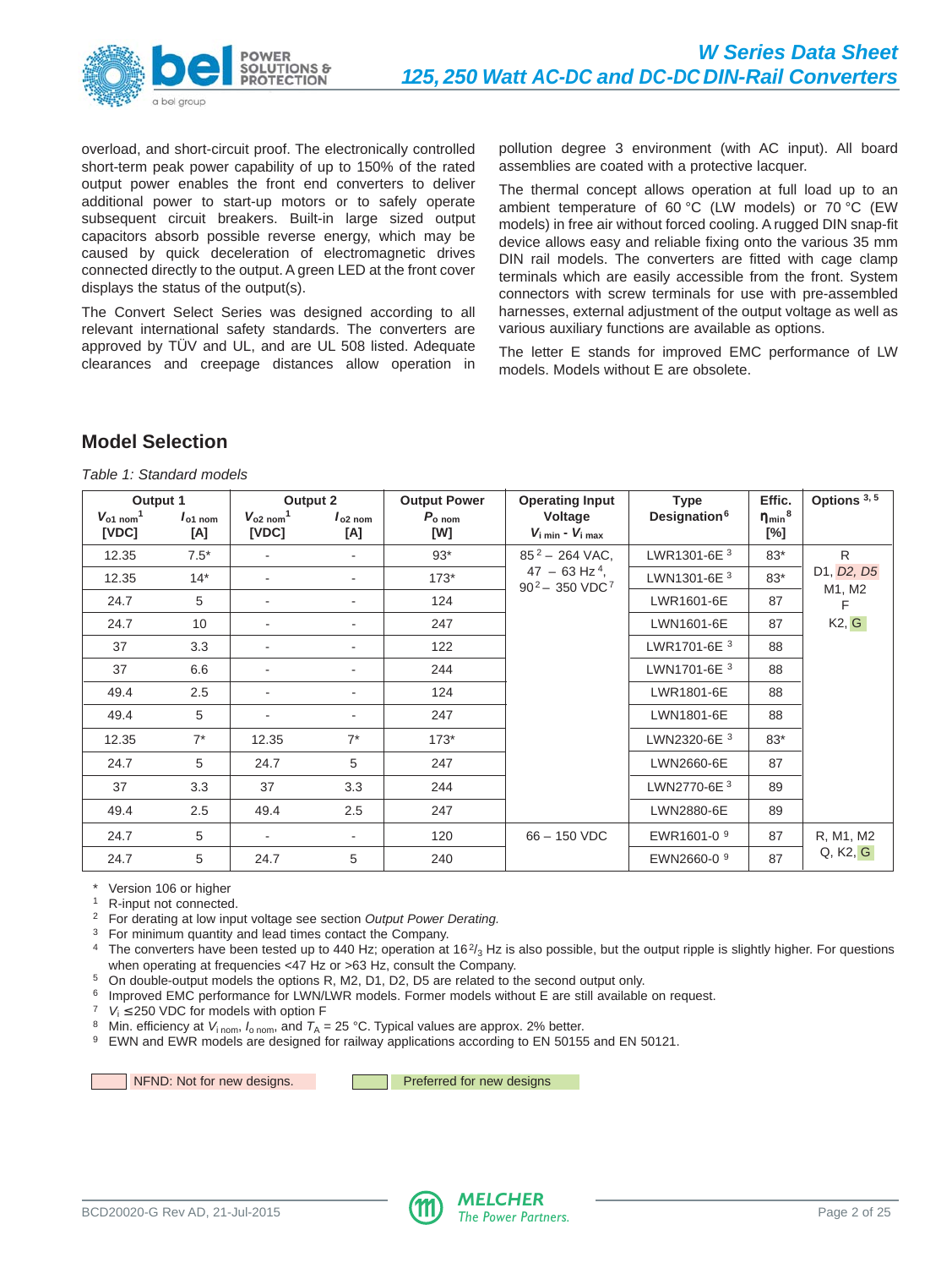overload, and short-circuit proof. The electronically controlled short-term peak power capability of up to 150% of the rated output power enables the front end converters to deliver additional power to start-up motors or to safely operate subsequent circuit breakers. Built-in large sized output capacitors absorb possible reverse energy, which may be caused by quick deceleration of electromagnetic drives connected directly to the output. A green LED at the front cover displays the status of the output(s).

The Convert Select Series was designed according to all relevant international safety standards. The converters are approved by TÜV and UL, and are UL 508 listed. Adequate clearances and creepage distances allow operation in pollution degree 3 environment (with AC input). All board assemblies are coated with a protective lacquer.

The thermal concept allows operation at full load up to an ambient temperature of 60 °C (LW models) or 70 °C (EW models) in free air without forced cooling. A rugged DIN snap-fit device allows easy and reliable fixing onto the various 35 mm DIN rail models. The converters are fitted with cage clamp terminals which are easily accessible from the front. System connectors with screw terminals for use with pre-assembled harnesses, external adjustment of the output voltage as well as various auxiliary functions are available as options.

The letter E stands for improved EMC performance of LW models. Models without E are obsolete.

## Model Selection

*Table 1: Standard models*

| Output 1 | | Output 2 | | Output Power | Operating Input Voltage | Type Designation[6] | Effic. | Options [3, 5] |
|---|---|---|---|---|---|---|---|---|
| $V_{o1\ nom}$[1] [VDC] | $I_{o1\ nom}$ [A] | $V_{o2\ nom}$[1] [VDC] | $I_{o2\ nom}$ [A] | $P_{o\ nom}$ [W] | $V_{i\ min}$ - $V_{i\ max}$ | | $\eta_{min}$[8] [%] | |
| 12.35 | 7.5* | - | - | 93* | 85[2] – 264 VAC, 47 – 63 Hz[4], 90[2] – 350 VDC[7] | LWR1301-6E [3] | 83* | R, D1, *D2, D5*, M1, M2, F, K2, G |
| 12.35 | 14* | - | - | 173* | | LWN1301-6E [3] | 83* | |
| 24.7 | 5 | - | - | 124 | | LWR1601-6E | 87 | |
| 24.7 | 10 | - | - | 247 | | LWN1601-6E | 87 | |
| 37 | 3.3 | - | - | 122 | | LWR1701-6E [3] | 88 | |
| 37 | 6.6 | - | - | 244 | | LWN1701-6E [3] | 88 | |
| 49.4 | 2.5 | - | - | 124 | | LWR1801-6E | 88 | |
| 49.4 | 5 | - | - | 247 | | LWN1801-6E | 88 | |
| 12.35 | 7* | 12.35 | 7* | 173* | | LWN2320-6E [3] | 83* | |
| 24.7 | 5 | 24.7 | 5 | 247 | | LWN2660-6E | 87 | |
| 37 | 3.3 | 37 | 3.3 | 244 | | LWN2770-6E [3] | 89 | |
| 49.4 | 2.5 | 49.4 | 2.5 | 247 | | LWN2880-6E | 89 | |
| 24.7 | 5 | - | - | 120 | 66 – 150 VDC | EWR1601-0 [9] | 87 | R, M1, M2, Q, K2, G |
| 24.7 | 5 | 24.7 | 5 | 240 | | EWN2660-0 [9] | 87 | |

\* Version 106 or higher
1. R-input not connected.
2. For derating at low input voltage see section *Output Power Derating.*
3. For minimum quantity and lead times contact the Company.
4. The converters have been tested up to 440 Hz; operation at 16 $^2/_3$ Hz is also possible, but the output ripple is slightly higher. For questions when operating at frequencies <47 Hz or >63 Hz, consult the Company.
5. On double-output models the options R, M2, D1, D2, D5 are related to the second output only.
6. Improved EMC performance for LWN/LWR models. Former models without E are still available on request.
7. $V_i \leq$ 250 VDC for models with option F
8. Min. efficiency at $V_{i\ nom}$, $I_{o\ nom}$, and $T_A$ = 25 °C. Typical values are approx. 2% better.
9. EWN and EWR models are designed for railway applications according to EN 50155 and EN 50121.

NFND: Not for new designs. | Preferred for new designs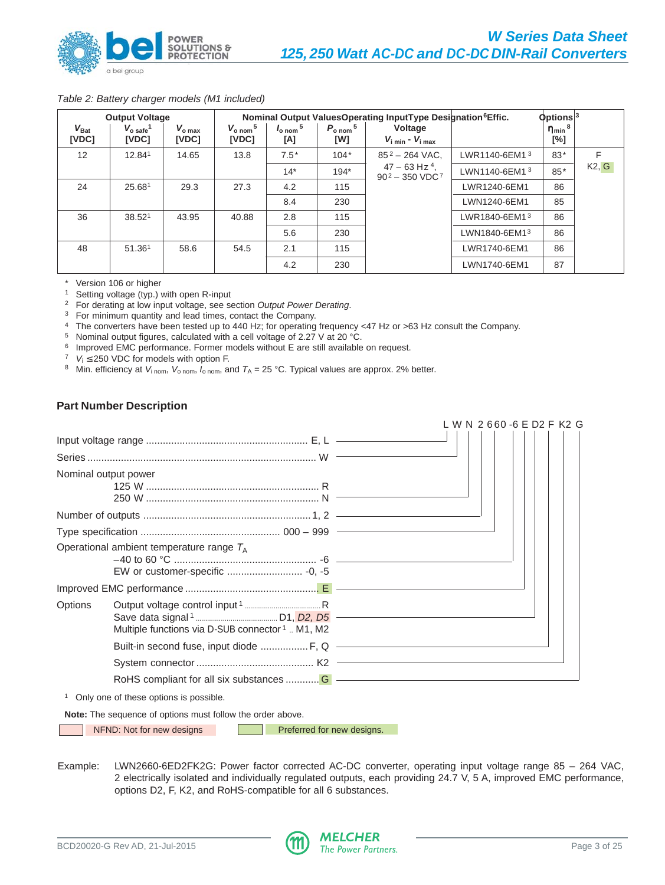*Table 2: Battery charger models (M1 included)*

| Output Voltage | | | Nominal Output Values | | | Operating Input Voltage | Type Designation[6] | Effic. | Options[3] |
|---|---|---|---|---|---|---|---|---|---|
| $V_{Bat}$ [VDC] | $V_{o\ safe}$[1] [VDC] | $V_{o\ max}$ [VDC] | $V_{o\ nom}$[5] [VDC] | $I_{o\ nom}$[5] [A] | $P_{o\ nom}$[5] [W] | $V_{i\ min}$ - $V_{i\ max}$ | | $\eta_{min}$[8] [%] | |
| 12 | 12.84[1] | 14.65 | 13.8 | 7.5* | 104* | 85[2] – 264 VAC, 47 – 63 Hz[4], 90[2] – 350 VDC[7] | LWR1140-6EM1[3] | 83* | F K2, G |
| | | | | 14* | 194* | | LWN1140-6EM1[3] | 85* | |
| 24 | 25.68[1] | 29.3 | 27.3 | 4.2 | 115 | | LWR1240-6EM1 | 86 | |
| | | | | 8.4 | 230 | | LWN1240-6EM1 | 85 | |
| 36 | 38.52[1] | 43.95 | 40.88 | 2.8 | 115 | | LWR1840-6EM1[3] | 86 | |
| | | | | 5.6 | 230 | | LWN1840-6EM1[3] | 86 | |
| 48 | 51.36[1] | 58.6 | 54.5 | 2.1 | 115 | | LWR1740-6EM1 | 86 | |
| | | | | 4.2 | 230 | | LWN1740-6EM1 | 87 | |

\* Version 106 or higher
[1] Setting voltage (typ.) with open R-input
[2] For derating at low input voltage, see section *Output Power Derating*.
[3] For minimum quantity and lead times, contact the Company.
[4] The converters have been tested up to 440 Hz; for operating frequency <47 Hz or >63 Hz consult the Company.
[5] Nominal output figures, calculated with a cell voltage of 2.27 V at 20 °C.
[6] Improved EMC performance. Former models without E are still available on request.
[7] $V_i \leq 250$ VDC for models with option F.
[8] Min. efficiency at $V_{i\ nom}$, $V_{o\ nom}$, $I_{o\ nom}$, and $T_A$ = 25 °C. Typical values are approx. 2% better.

## Part Number Description

Example part number: **L W N 2 660 -6 E D2 F K2 G**

| Field | Options |
|---|---|
| Input voltage range | E, L |
| Series | W |
| Nominal output power | 125 W: R; 250 W: N |
| Number of outputs | 1, 2 |
| Type specification | 000 – 999 |
| Operational ambient temperature range $T_A$ | –40 to 60 °C: -6; EW or customer-specific: -0, -5 |
| Improved EMC performance | E |
| Options: Output voltage control input[1] | R |
| Options: Save data signal[1] | D1, *D2, D5* |
| Options: Multiple functions via D-SUB connector[1] | M1, M2 |
| Options: Built-in second fuse, input diode | F, Q |
| Options: System connector | K2 |
| Options: RoHS compliant for all six substances | G |

[1] Only one of these options is possible.

**Note:** The sequence of options must follow the order above.

NFND: Not for new designs | Preferred for new designs.

Example: LWN2660-6ED2FK2G: Power factor corrected AC-DC converter, operating input voltage range 85 – 264 VAC, 2 electrically isolated and individually regulated outputs, each providing 24.7 V, 5 A, improved EMC performance, options D2, F, K2, and RoHS-compatible for all 6 substances.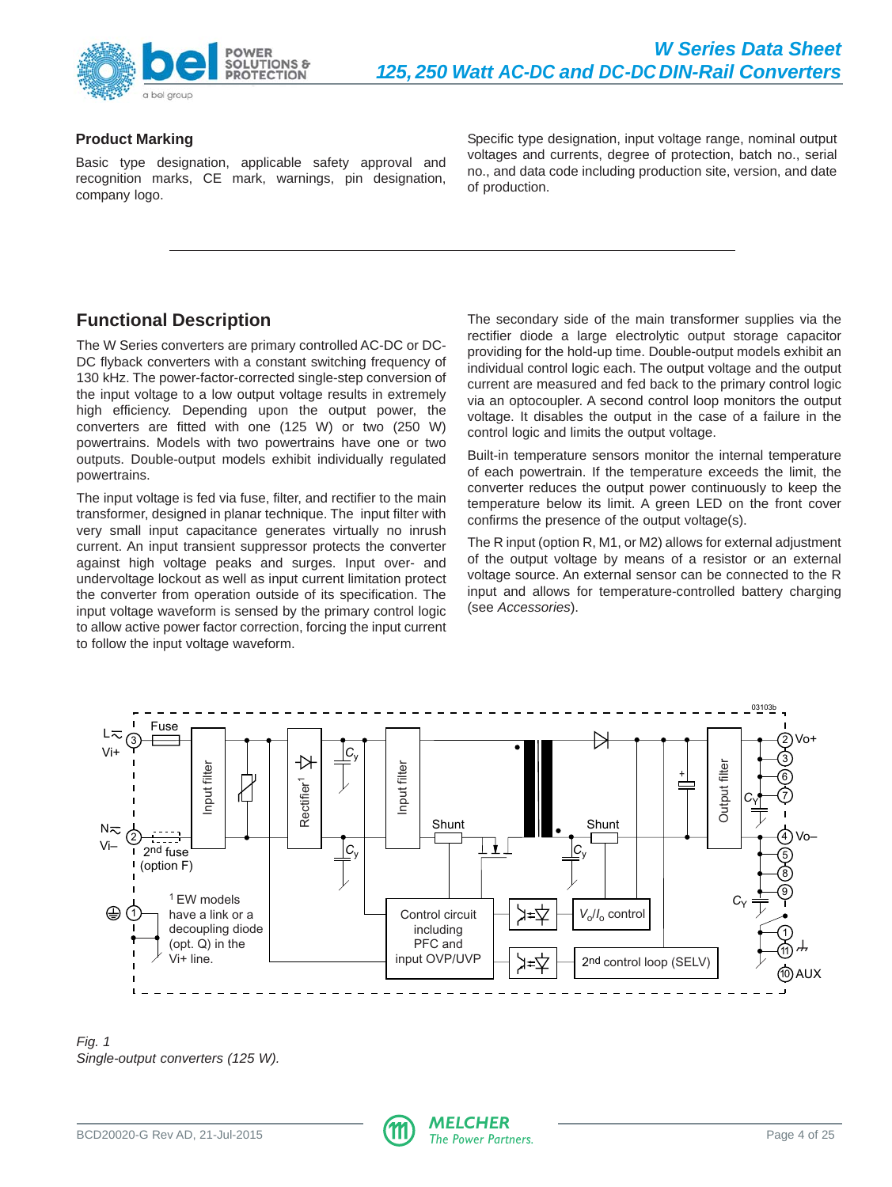## Product Marking

Basic type designation, applicable safety approval and recognition marks, CE mark, warnings, pin designation, company logo.

Specific type designation, input voltage range, nominal output voltages and currents, degree of protection, batch no., serial no., and data code including production site, version, and date of production.

## Functional Description

The W Series converters are primary controlled AC-DC or DC-DC flyback converters with a constant switching frequency of 130 kHz. The power-factor-corrected single-step conversion of the input voltage to a low output voltage results in extremely high efficiency. Depending upon the output power, the converters are fitted with one (125 W) or two (250 W) powertrains. Models with two powertrains have one or two outputs. Double-output models exhibit individually regulated powertrains.

The input voltage is fed via fuse, filter, and rectifier to the main transformer, designed in planar technique. The input filter with very small input capacitance generates virtually no inrush current. An input transient suppressor protects the converter against high voltage peaks and surges. Input over- and undervoltage lockout as well as input current limitation protect the converter from operation outside of its specification. The input voltage waveform is sensed by the primary control logic to allow active power factor correction, forcing the input current to follow the input voltage waveform.

The secondary side of the main transformer supplies via the rectifier diode a large electrolytic output storage capacitor providing for the hold-up time. Double-output models exhibit an individual control logic each. The output voltage and the output current are measured and fed back to the primary control logic via an optocoupler. A second control loop monitors the output voltage. It disables the output in the case of a failure in the control logic and limits the output voltage.

Built-in temperature sensors monitor the internal temperature of each powertrain. If the temperature exceeds the limit, the converter reduces the output power continuously to keep the temperature below its limit. A green LED on the front cover confirms the presence of the output voltage(s).

The R input (option R, M1, or M2) allows for external adjustment of the output voltage by means of a resistor or an external voltage source. An external sensor can be connected to the R input and allows for temperature-controlled battery charging (see *Accessories*).

*Fig. 1*
*Single-output converters (125 W).*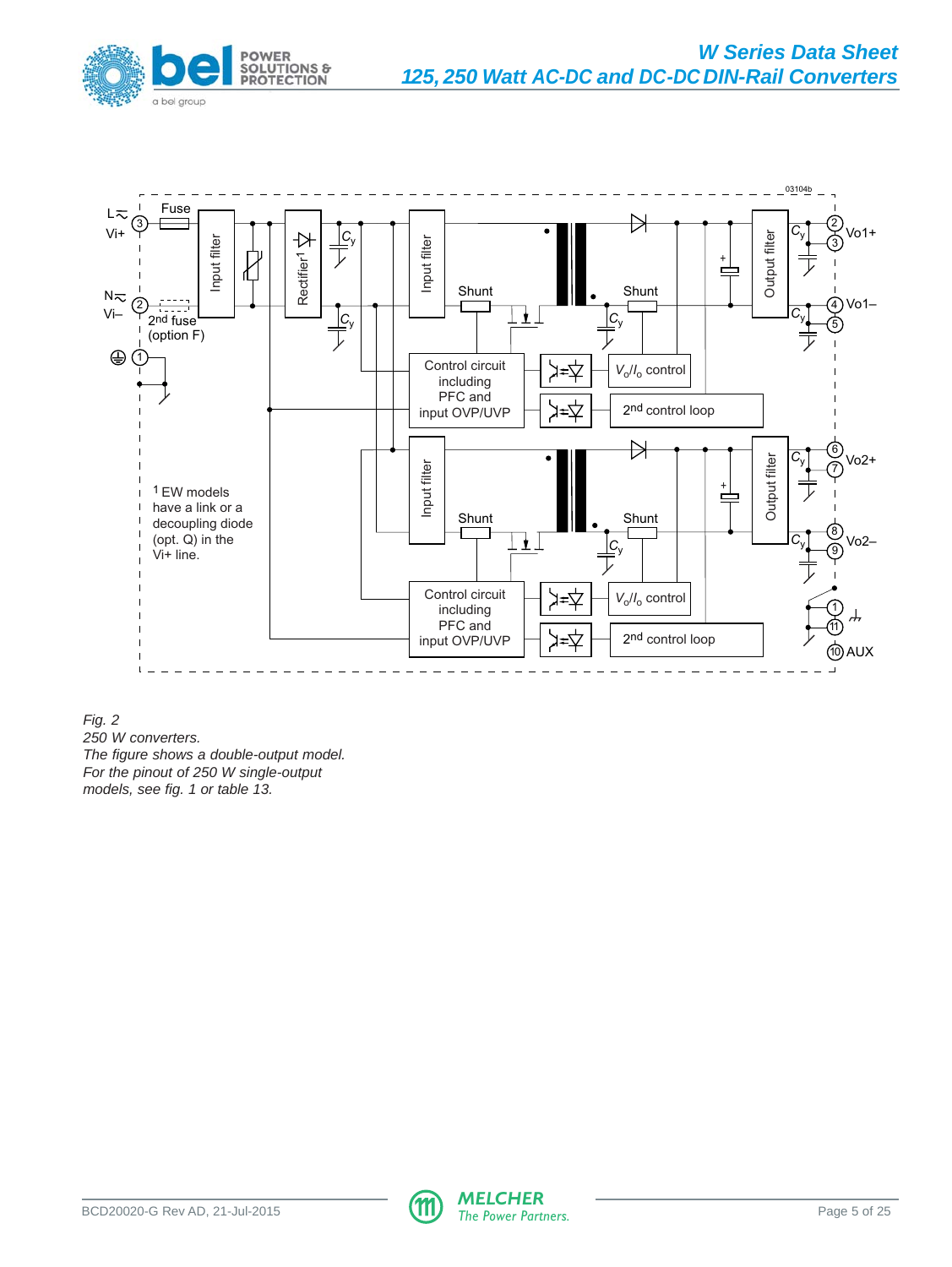*Fig. 2*
*250 W converters.*
*The figure shows a double-output model.*
*For the pinout of 250 W single-output models, see fig. 1 or table 13.*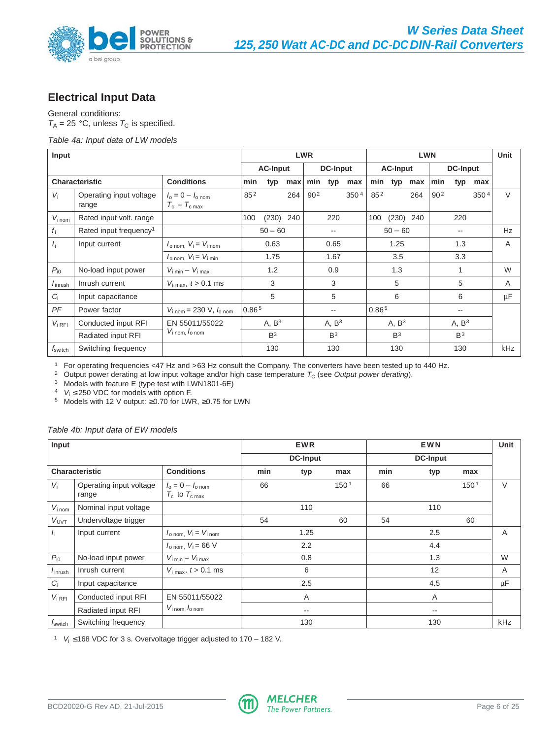## Electrical Input Data

General conditions:
$T_A$ = 25 °C, unless $T_C$ is specified.

*Table 4a: Input data of LW models*

| Input | | | LWR | | | | | | LWN | | | | | | Unit |
|---|---|---|---|---|---|---|---|---|---|---|---|---|---|---|---|
| | | | AC-Input | | | DC-Input | | | AC-Input | | | DC-Input | | | |
| Characteristic | | Conditions | min | typ | max | min | typ | max | min | typ | max | min | typ | max | |
| $V_i$ | Operating input voltage range | $I_o = 0 - I_{o\,nom}$ $T_c - T_{c\,max}$ | 85[2] | | 264 | 90[2] | | 350[4] | 85[2] | | 264 | 90[2] | | 350[4] | V |
| $V_{i\,nom}$ | Rated input volt. range | | 100 | (230) | 240 | | 220 | | 100 | (230) | 240 | | 220 | | |
| $f_i$ | Rated input frequency[1] | | | 50 – 60 | | | -- | | | 50 – 60 | | | -- | | Hz |
| $I_i$ | Input current | $I_{o\,nom}$, $V_i = V_{i\,nom}$ | | 0.63 | | | 0.65 | | | 1.25 | | | 1.3 | | A |
| | | $I_{o\,nom}$, $V_i = V_{i\,min}$ | | 1.75 | | | 1.67 | | | 3.5 | | | 3.3 | | |
| $P_{i0}$ | No-load input power | $V_{i\,min} - V_{i\,max}$ | | 1.2 | | | 0.9 | | | 1.3 | | | 1 | | W |
| $I_{inrush}$ | Inrush current | $V_{i\,max}$, $t$ > 0.1 ms | | 3 | | | 3 | | | 5 | | | 5 | | A |
| $C_i$ | Input capacitance | | | 5 | | | 5 | | | 6 | | | 6 | | µF |
| $PF$ | Power factor | $V_{i\,nom}$ = 230 V, $I_{o\,nom}$ | 0.86[5] | | | | -- | | 0.86[5] | | | | -- | | |
| $V_{i\,RFI}$ | Conducted input RFI | EN 55011/55022 $V_{i\,nom}$, $I_{o\,nom}$ | | A, B[3] | | | A, B[3] | | | A, B[3] | | | A, B[3] | | |
| | Radiated input RFI | | | B[3] | | | B[3] | | | B[3] | | | B[3] | | |
| $f_{switch}$ | Switching frequency | | | 130 | | | 130 | | | 130 | | | 130 | | kHz |

[1] For operating frequencies <47 Hz and >63 Hz consult the Company. The converters have been tested up to 440 Hz.
[2] Output power derating at low input voltage and/or high case temperature $T_C$ (see *Output power derating*).
[3] Models with feature E (type test with LWN1801-6E)
[4] $V_i$ ≤250 VDC for models with option F.
[5] Models with 12 V output: ≥0.70 for LWR, ≥0.75 for LWN

*Table 4b: Input data of EW models*

| Input | | | EWR | | | EWN | | | Unit |
|---|---|---|---|---|---|---|---|---|---|
| | | | DC-Input | | | DC-Input | | | |
| Characteristic | | Conditions | min | typ | max | min | typ | max | |
| $V_i$ | Operating input voltage range | $I_o = 0 - I_{o\,nom}$ $T_c$ to $T_{c\,max}$ | 66 | | 150[1] | 66 | | 150[1] | V |
| $V_{i\,nom}$ | Nominal input voltage | | | 110 | | | 110 | | |
| $V_{UVT}$ | Undervoltage trigger | | 54 | | 60 | 54 | | 60 | |
| $I_i$ | Input current | $I_{o\,nom}$, $V_i = V_{i\,nom}$ | | 1.25 | | | 2.5 | | A |
| | | $I_{o\,nom}$, $V_i$ = 66 V | | 2.2 | | | 4.4 | | |
| $P_{i0}$ | No-load input power | $V_{i\,min} - V_{i\,max}$ | | 0.8 | | | 1.3 | | W |
| $I_{inrush}$ | Inrush current | $V_{i\,max}$, $t$ > 0.1 ms | | 6 | | | 12 | | A |
| $C_i$ | Input capacitance | | | 2.5 | | | 4.5 | | µF |
| $V_{i\,RFI}$ | Conducted input RFI | EN 55011/55022 $V_{i\,nom}$, $I_{o\,nom}$ | | A | | | A | | |
| | Radiated input RFI | | | -- | | | -- | | |
| $f_{switch}$ | Switching frequency | | | 130 | | | 130 | | kHz |

[1] $V_i$ ≤168 VDC for 3 s. Overvoltage trigger adjusted to 170 – 182 V.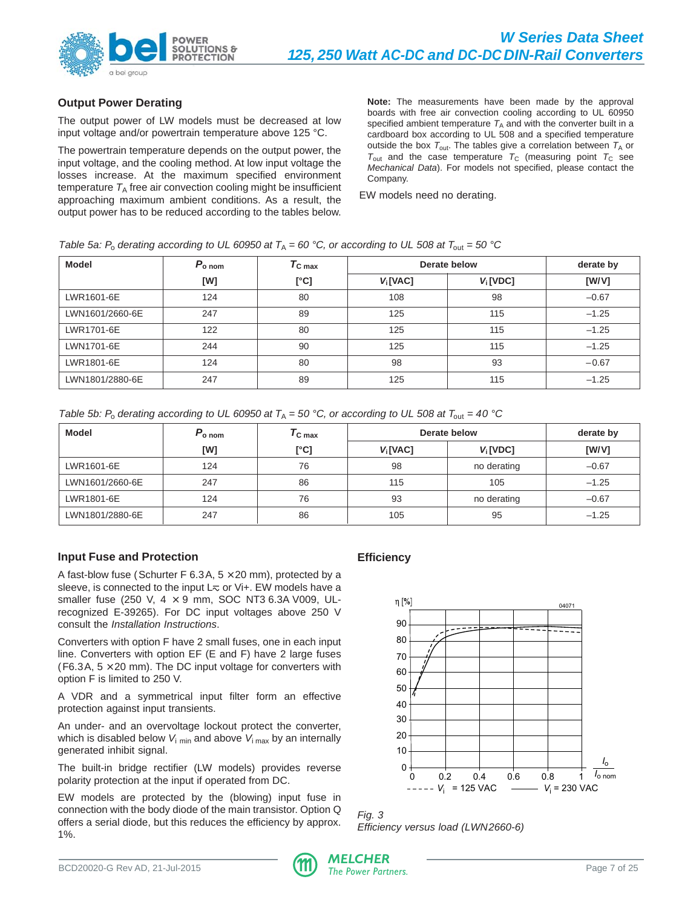## Output Power Derating

The output power of LW models must be decreased at low input voltage and/or powertrain temperature above 125 °C.

The powertrain temperature depends on the output power, the input voltage, and the cooling method. At low input voltage the losses increase. At the maximum specified environment temperature $T_A$ free air convection cooling might be insufficient approaching maximum ambient conditions. As a result, the output power has to be reduced according to the tables below.

**Note:** The measurements have been made by the approval boards with free air convection cooling according to UL 60950 specified ambient temperature $T_A$ and with the converter built in a cardboard box according to UL 508 and a specified temperature outside the box $T_{out}$. The tables give a correlation between $T_A$ or $T_{out}$ and the case temperature $T_C$ (measuring point $T_C$ see *Mechanical Data*). For models not specified, please contact the Company.

EW models need no derating.

*Table 5a: $P_o$ derating according to UL 60950 at $T_A$ = 60 °C, or according to UL 508 at $T_{out}$ = 50 °C*

| Model | $P_{o\ nom}$ | $T_{C\ max}$ | Derate below | | derate by |
|---|---|---|---|---|---|
| | [W] | [°C] | $V_i$ [VAC] | $V_i$ [VDC] | [W/V] |
| LWR1601-6E | 124 | 80 | 108 | 98 | –0.67 |
| LWN1601/2660-6E | 247 | 89 | 125 | 115 | –1.25 |
| LWR1701-6E | 122 | 80 | 125 | 115 | –1.25 |
| LWN1701-6E | 244 | 90 | 125 | 115 | –1.25 |
| LWR1801-6E | 124 | 80 | 98 | 93 | –0.67 |
| LWN1801/2880-6E | 247 | 89 | 125 | 115 | –1.25 |

*Table 5b: $P_o$ derating according to UL 60950 at $T_A$ = 50 °C, or according to UL 508 at $T_{out}$ = 40 °C*

| Model | $P_{o\ nom}$ | $T_{C\ max}$ | Derate below | | derate by |
|---|---|---|---|---|---|
| | [W] | [°C] | $V_i$ [VAC] | $V_i$ [VDC] | [W/V] |
| LWR1601-6E | 124 | 76 | 98 | no derating | –0.67 |
| LWN1601/2660-6E | 247 | 86 | 115 | 105 | –1.25 |
| LWR1801-6E | 124 | 76 | 93 | no derating | –0.67 |
| LWN1801/2880-6E | 247 | 86 | 105 | 95 | –1.25 |

## Input Fuse and Protection

A fast-blow fuse (Schurter F 6.3A, 5 × 20 mm), protected by a sleeve, is connected to the input L≂ or Vi+. EW models have a smaller fuse (250 V, 4 × 9 mm, SOC NT3 6.3A V009, UL-recognized E-39265). For DC input voltages above 250 V consult the *Installation Instructions*.

Converters with option F have 2 small fuses, one in each input line. Converters with option EF (E and F) have 2 large fuses (F6.3A, 5 × 20 mm). The DC input voltage for converters with option F is limited to 250 V.

A VDR and a symmetrical input filter form an effective protection against input transients.

An under- and an overvoltage lockout protect the converter, which is disabled below $V_{i\ min}$ and above $V_{i\ max}$ by an internally generated inhibit signal.

The built-in bridge rectifier (LW models) provides reverse polarity protection at the input if operated from DC.

EW models are protected by the (blowing) input fuse in connection with the body diode of the main transistor. Option Q offers a serial diode, but this reduces the efficiency by approx. 1%.

## Efficiency

*Fig. 3*
*Efficiency versus load (LWN2660-6)*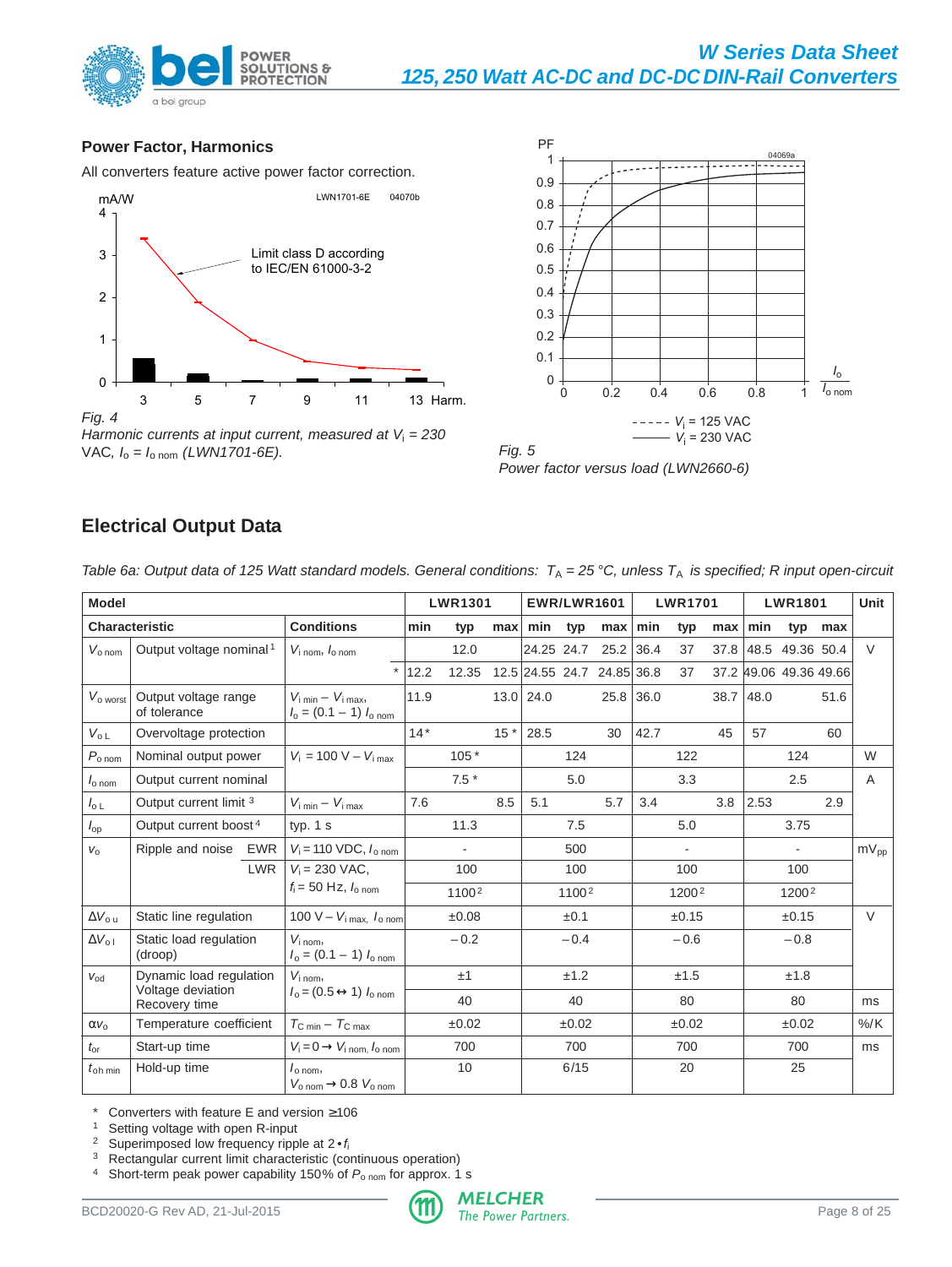## Power Factor, Harmonics

All converters feature active power factor correction.

*Fig. 4*
*Harmonic currents at input current, measured at $V_i$ = 230 VAC, $I_o = I_{o\,nom}$ (LWN1701-6E).*

*Fig. 5*
*Power factor versus load (LWN2660-6)*

## Electrical Output Data

*Table 6a: Output data of 125 Watt standard models. General conditions: $T_A$ = 25 °C, unless $T_A$ is specified; R input open-circuit*

| Model | | Conditions | LWR1301 | | | EWR/LWR1601 | | | LWR1701 | | | LWR1801 | | | Unit |
|---|---|---|---|---|---|---|---|---|---|---|---|---|---|---|---|
| **Characteristic** | | **Conditions** | **min** | **typ** | **max** | **min** | **typ** | **max** | **min** | **typ** | **max** | **min** | **typ** | **max** | |
| $V_{o\,nom}$ | Output voltage nominal [1] | $V_{i\,nom}$, $I_{o\,nom}$ | | 12.0 | | 24.25 | 24.7 | 25.2 | 36.4 | 37 | 37.8 | 48.5 | 49.36 | 50.4 | V |
| | | * | 12.2 | 12.35 | 12.5 | 24.55 | 24.7 | 24.85 | 36.8 | 37 | 37.2 | 49.06 | 49.36 | 49.66 | |
| $V_{o\,worst}$ | Output voltage range of tolerance | $V_{i\,min} - V_{i\,max}$, $I_o = (0.1 - 1)\,I_{o\,nom}$ | 11.9 | | 13.0 | 24.0 | | 25.8 | 36.0 | | 38.7 | 48.0 | | 51.6 | |
| $V_{o\,L}$ | Overvoltage protection | | 14* | | 15 * | 28.5 | | 30 | 42.7 | | 45 | 57 | | 60 | |
| $P_{o\,nom}$ | Nominal output power | $V_i$ = 100 V – $V_{i\,max}$ | | 105 * | | | 124 | | | 122 | | | 124 | | W |
| $I_{o\,nom}$ | Output current nominal | | | 7.5 * | | | 5.0 | | | 3.3 | | | 2.5 | | A |
| $I_{o\,L}$ | Output current limit [3] | $V_{i\,min} - V_{i\,max}$ | 7.6 | | 8.5 | 5.1 | | 5.7 | 3.4 | | 3.8 | 2.53 | | 2.9 | |
| $I_{op}$ | Output current boost [4] | typ. 1 s | | 11.3 | | | 7.5 | | | 5.0 | | | 3.75 | | |
| $v_o$ | Ripple and noise EWR | $V_i$ = 110 VDC, $I_{o\,nom}$ | | - | | | 500 | | | - | | | - | | $mV_{pp}$ |
| | LWR | $V_i$ = 230 VAC, $f_i$ = 50 Hz, $I_{o\,nom}$ | | 100 | | | 100 | | | 100 | | | 100 | | |
| | | | | 1100 [2] | | | 1100 [2] | | | 1200 [2] | | | 1200 [2] | | |
| $\Delta V_{o\,u}$ | Static line regulation | 100 V – $V_{i\,max}$, $I_{o\,nom}$ | | ±0.08 | | | ±0.1 | | | ±0.15 | | | ±0.15 | | V |
| $\Delta V_{o\,l}$ | Static load regulation (droop) | $V_{i\,nom}$, $I_o = (0.1 - 1)\,I_{o\,nom}$ | | –0.2 | | | –0.4 | | | –0.6 | | | –0.8 | | |
| $v_{od}$ | Dynamic load regulation Voltage deviation | $V_{i\,nom}$, $I_o = (0.5 \leftrightarrow 1)\,I_{o\,nom}$ | | ±1 | | | ±1.2 | | | ±1.5 | | | ±1.8 | | |
| | Recovery time | | | 40 | | | 40 | | | 80 | | | 80 | | ms |
| $\alpha V_o$ | Temperature coefficient | $T_{C\,min} - T_{C\,max}$ | | ±0.02 | | | ±0.02 | | | ±0.02 | | | ±0.02 | | %/K |
| $t_{or}$ | Start-up time | $V_i = 0 \rightarrow V_{i\,nom}$, $I_{o\,nom}$ | | 700 | | | 700 | | | 700 | | | 700 | | ms |
| $t_{oh\,min}$ | Hold-up time | $I_{o\,nom}$, $V_{o\,nom} \rightarrow 0.8\,V_{o\,nom}$ | | 10 | | | 6/15 | | | 20 | | | 25 | | |

\* Converters with feature E and version ≥106
[1] Setting voltage with open R-input
[2] Superimposed low frequency ripple at $2 \cdot f_i$
[3] Rectangular current limit characteristic (continuous operation)
[4] Short-term peak power capability 150% of $P_{o\,nom}$ for approx. 1 s

BCD20020-G Rev AD, 21-Jul-2015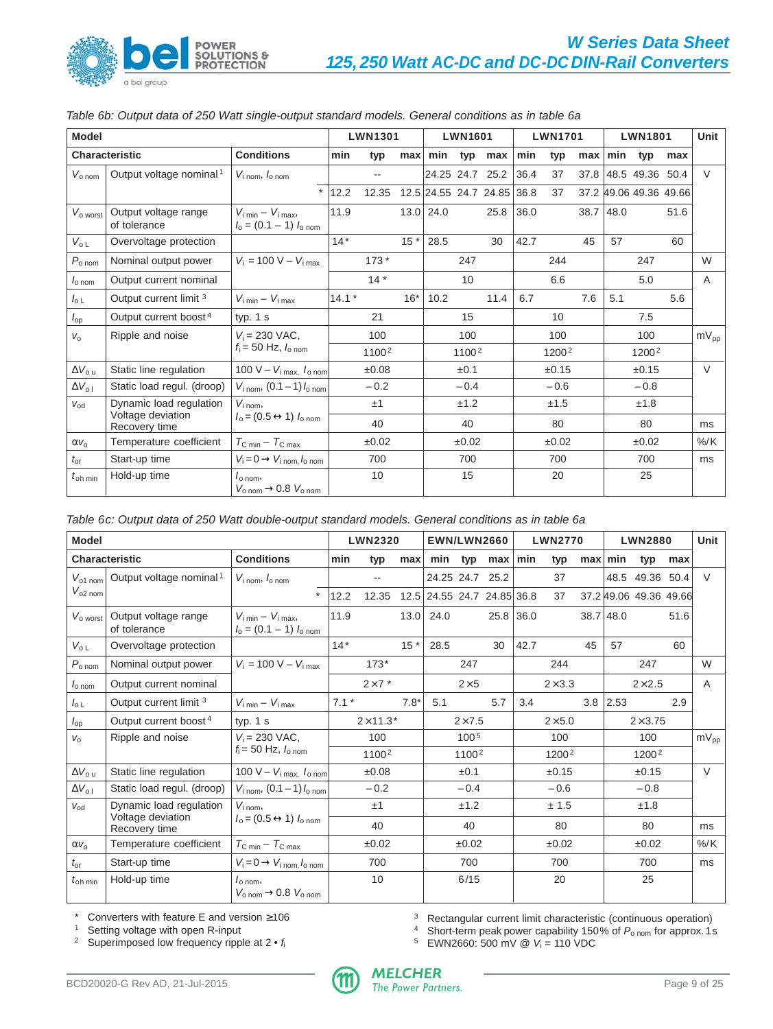Table 6b: Output data of 250 Watt single-output standard models. General conditions as in table 6a

| Model | | | LWN1301 | | | LWN1601 | | | LWN1701 | | | LWN1801 | | | Unit |
|---|---|---|---|---|---|---|---|---|---|---|---|---|---|---|---|
| **Characteristic** | | **Conditions** | min | typ | max | min | typ | max | min | typ | max | min | typ | max | |
| $V_{o\,nom}$ | Output voltage nominal[1] | $V_{i\,nom}$, $I_{o\,nom}$ | | -- | | 24.25 | 24.7 | 25.2 | 36.4 | 37 | 37.8 | 48.5 | 49.36 | 50.4 | V |
| | | * | 12.2 | 12.35 | 12.5 | 24.55 | 24.7 | 24.85 | 36.8 | 37 | 37.2 | 49.06 | 49.36 | 49.66 | |
| $V_{o\,worst}$ | Output voltage range of tolerance | $V_{i\,min} - V_{i\,max}$, $I_o = (0.1 - 1)\ I_{o\,nom}$ | 11.9 | | 13.0 | 24.0 | | 25.8 | 36.0 | | 38.7 | 48.0 | | 51.6 | |
| $V_{o\,L}$ | Overvoltage protection | | 14* | | 15 * | 28.5 | | 30 | 42.7 | | 45 | 57 | | 60 | |
| $P_{o\,nom}$ | Nominal output power | $V_i$ = 100 V – $V_{i\,max}$ | | 173 * | | | 247 | | | 244 | | | 247 | | W |
| $I_{o\,nom}$ | Output current nominal | | | 14 * | | | 10 | | | 6.6 | | | 5.0 | | A |
| $I_{o\,L}$ | Output current limit[3] | $V_{i\,min} - V_{i\,max}$ | 14.1 * | | 16* | 10.2 | | 11.4 | 6.7 | | 7.6 | 5.1 | | 5.6 | |
| $I_{op}$ | Output current boost[4] | typ. 1 s | | 21 | | | 15 | | | 10 | | | 7.5 | | |
| $v_o$ | Ripple and noise | $V_i$ = 230 VAC, $f_i$ = 50 Hz, $I_{o\,nom}$ | | 100 | | | 100 | | | 100 | | | 100 | | $mV_{pp}$ |
| | | | | 1100[2] | | | 1100[2] | | | 1200[2] | | | 1200[2] | | |
| $\Delta V_{o\,u}$ | Static line regulation | 100 V – $V_{i\,max}$, $I_{o\,nom}$ | | ±0.08 | | | ±0.1 | | | ±0.15 | | | ±0.15 | | V |
| $\Delta V_{o\,l}$ | Static load regul. (droop) | $V_{i\,nom}$, $(0.1 - 1) I_{o\,nom}$ | | –0.2 | | | –0.4 | | | –0.6 | | | –0.8 | | |
| $v_{od}$ | Dynamic load regulation Voltage deviation | $V_{i\,nom}$, $I_o = (0.5 \leftrightarrow 1)\ I_{o\,nom}$ | | ±1 | | | ±1.2 | | | ±1.5 | | | ±1.8 | | |
| | Recovery time | | | 40 | | | 40 | | | 80 | | | 80 | | ms |
| $\alpha v_o$ | Temperature coefficient | $T_{C\,min} - T_{C\,max}$ | | ±0.02 | | | ±0.02 | | | ±0.02 | | | ±0.02 | | %/K |
| $t_{or}$ | Start-up time | $V_i = 0 \rightarrow V_{i\,nom}$, $I_{o\,nom}$ | | 700 | | | 700 | | | 700 | | | 700 | | ms |
| $t_{oh\,min}$ | Hold-up time | $I_{o\,nom}$, $V_{o\,nom} \rightarrow 0.8\ V_{o\,nom}$ | | 10 | | | 15 | | | 20 | | | 25 | | |

Table 6c: Output data of 250 Watt double-output standard models. General conditions as in table 6a

| Model | | | LWN2320 | | | EWN/LWN2660 | | | LWN2770 | | | LWN2880 | | | Unit |
|---|---|---|---|---|---|---|---|---|---|---|---|---|---|---|---|
| **Characteristic** | | **Conditions** | min | typ | max | min | typ | max | min | typ | max | min | typ | max | |
| $V_{o1\,nom}$ $V_{o2\,nom}$ | Output voltage nominal[1] | $V_{i\,nom}$, $I_{o\,nom}$ | | -- | | 24.25 | 24.7 | 25.2 | | 37 | | 48.5 | 49.36 | 50.4 | V |
| | | * | 12.2 | 12.35 | 12.5 | 24.55 | 24.7 | 24.85 | 36.8 | 37 | 37.2 | 49.06 | 49.36 | 49.66 | |
| $V_{o\,worst}$ | Output voltage range of tolerance | $V_{i\,min} - V_{i\,max}$, $I_o = (0.1 - 1)\ I_{o\,nom}$ | 11.9 | | 13.0 | 24.0 | | 25.8 | 36.0 | | 38.7 | 48.0 | | 51.6 | |
| $V_{o\,L}$ | Overvoltage protection | | 14* | | 15 * | 28.5 | | 30 | 42.7 | | 45 | 57 | | 60 | |
| $P_{o\,nom}$ | Nominal output power | $V_i$ = 100 V – $V_{i\,max}$ | | 173* | | | 247 | | | 244 | | | 247 | | W |
| $I_{o\,nom}$ | Output current nominal | | | 2×7 * | | | 2×5 | | | 2×3.3 | | | 2×2.5 | | A |
| $I_{o\,L}$ | Output current limit[3] | $V_{i\,min} - V_{i\,max}$ | 7.1 * | | 7.8* | 5.1 | | 5.7 | 3.4 | | 3.8 | 2.53 | | 2.9 | |
| $I_{op}$ | Output current boost[4] | typ. 1 s | | 2×11.3* | | | 2×7.5 | | | 2×5.0 | | | 2×3.75 | | |
| $v_o$ | Ripple and noise | $V_i$ = 230 VAC, $f_i$ = 50 Hz, $I_{o\,nom}$ | | 100 | | | 100[5] | | | 100 | | | 100 | | $mV_{pp}$ |
| | | | | 1100[2] | | | 1100[2] | | | 1200[2] | | | 1200[2] | | |
| $\Delta V_{o\,u}$ | Static line regulation | 100 V – $V_{i\,max}$, $I_{o\,nom}$ | | ±0.08 | | | ±0.1 | | | ±0.15 | | | ±0.15 | | V |
| $\Delta V_{o\,l}$ | Static load regul. (droop) | $V_{i\,nom}$, $(0.1 - 1) I_{o\,nom}$ | | –0.2 | | | –0.4 | | | –0.6 | | | –0.8 | | |
| $v_{od}$ | Dynamic load regulation Voltage deviation | $V_{i\,nom}$, $I_o = (0.5 \leftrightarrow 1)\ I_{o\,nom}$ | | ±1 | | | ±1.2 | | | ± 1.5 | | | ±1.8 | | |
| | Recovery time | | | 40 | | | 40 | | | 80 | | | 80 | | ms |
| $\alpha v_o$ | Temperature coefficient | $T_{C\,min} - T_{C\,max}$ | | ±0.02 | | | ±0.02 | | | ±0.02 | | | ±0.02 | | %/K |
| $t_{or}$ | Start-up time | $V_i = 0 \rightarrow V_{i\,nom}$, $I_{o\,nom}$ | | 700 | | | 700 | | | 700 | | | 700 | | ms |
| $t_{oh\,min}$ | Hold-up time | $I_{o\,nom}$, $V_{o\,nom} \rightarrow 0.8\ V_{o\,nom}$ | | 10 | | | 6/15 | | | 20 | | | 25 | | |

\* Converters with feature E and version ≥106
[1] Setting voltage with open R-input
[2] Superimposed low frequency ripple at 2 • $f_i$
[3] Rectangular current limit characteristic (continuous operation)
[4] Short-term peak power capability 150% of $P_{o\,nom}$ for approx. 1s
[5] EWN2660: 500 mV @ $V_i$ = 110 VDC

BCD20020-G Rev AD, 21-Jul-2015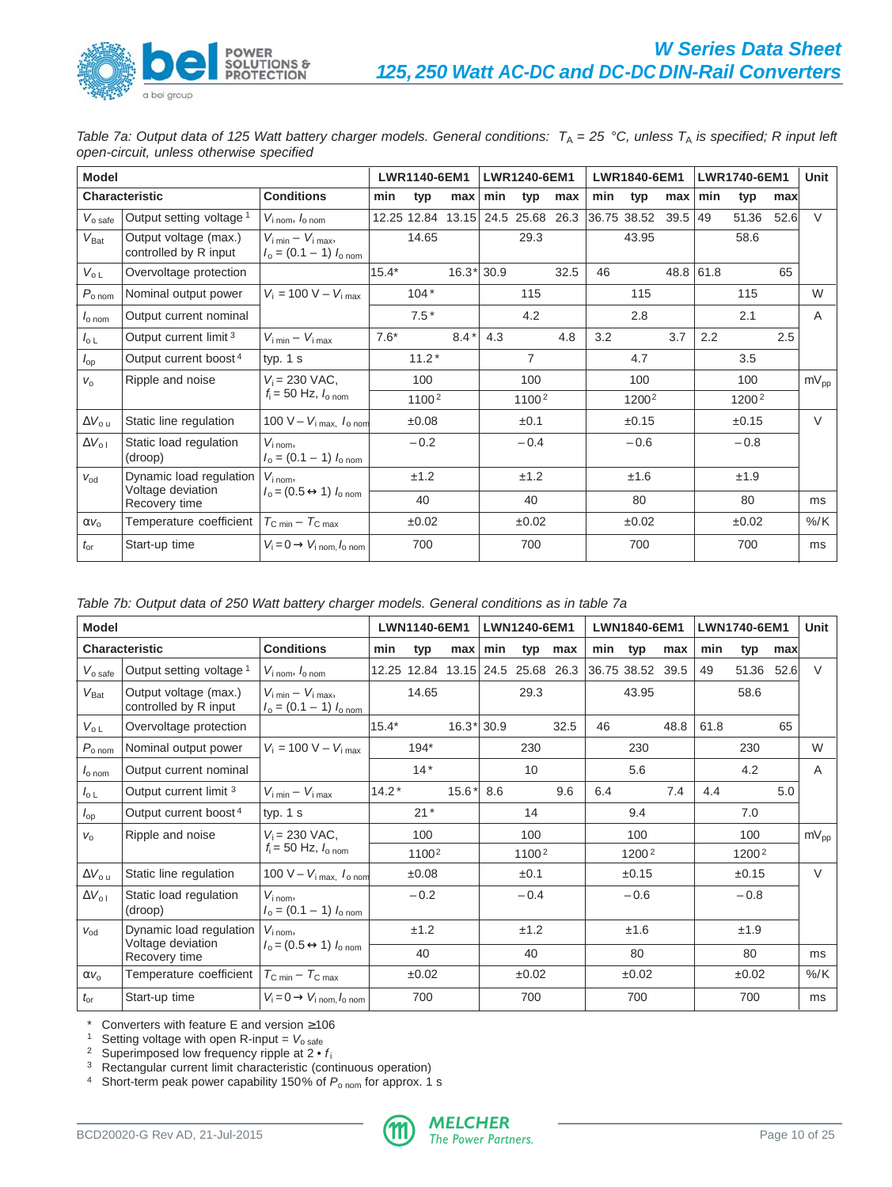Table 7a: Output data of 125 Watt battery charger models. General conditions: $T_A$ = 25 °C, unless $T_A$ is specified; R input left open-circuit, unless otherwise specified

| Model | | | LWR1140-6EM1 | | | LWR1240-6EM1 | | | LWR1840-6EM1 | | | LWR1740-6EM1 | | | Unit |
|---|---|---|---|---|---|---|---|---|---|---|---|---|---|---|---|
| Characteristic | | Conditions | min | typ | max | min | typ | max | min | typ | max | min | typ | max | |
| $V_{o\ safe}$ | Output setting voltage [1] | $V_{i\ nom}$, $I_{o\ nom}$ | 12.25 | 12.84 | 13.15 | 24.5 | 25.68 | 26.3 | 36.75 | 38.52 | 39.5 | 49 | 51.36 | 52.6 | V |
| $V_{Bat}$ | Output voltage (max.) controlled by R input | $V_{i\ min} - V_{i\ max}$, $I_o = (0.1 - 1)\ I_{o\ nom}$ | | 14.65 | | | 29.3 | | | 43.95 | | | 58.6 | | |
| $V_{o\ L}$ | Overvoltage protection | | 15.4* | | 16.3* | 30.9 | | 32.5 | 46 | | 48.8 | 61.8 | | 65 | |
| $P_{o\ nom}$ | Nominal output power | $V_i$ = 100 V – $V_{i\ max}$ | | 104* | | | 115 | | | 115 | | | 115 | | W |
| $I_{o\ nom}$ | Output current nominal | | | 7.5* | | | 4.2 | | | 2.8 | | | 2.1 | | A |
| $I_{o\ L}$ | Output current limit [3] | $V_{i\ min} - V_{i\ max}$ | 7.6* | | 8.4* | 4.3 | | 4.8 | 3.2 | | 3.7 | 2.2 | | 2.5 | |
| $I_{op}$ | Output current boost [4] | typ. 1 s | | 11.2* | | | 7 | | | 4.7 | | | 3.5 | | |
| $v_o$ | Ripple and noise | $V_i$ = 230 VAC, $f_i$ = 50 Hz, $I_{o\ nom}$ | | 100 | | | 100 | | | 100 | | | 100 | | $mV_{pp}$ |
| | | | | 1100 [2] | | | 1100 [2] | | | 1200 [2] | | | 1200 [2] | | |
| $\Delta V_{o\ u}$ | Static line regulation | 100 V – $V_{i\ max}$, $I_{o\ nom}$ | | ±0.08 | | | ±0.1 | | | ±0.15 | | | ±0.15 | | V |
| $\Delta V_{o\ l}$ | Static load regulation (droop) | $V_{i\ nom}$, $I_o = (0.1 - 1)\ I_{o\ nom}$ | | –0.2 | | | –0.4 | | | –0.6 | | | –0.8 | | |
| $v_{od}$ | Dynamic load regulation Voltage deviation | $V_{i\ nom}$, $I_o = (0.5 \leftrightarrow 1)\ I_{o\ nom}$ | | ±1.2 | | | ±1.2 | | | ±1.6 | | | ±1.9 | | |
| | Recovery time | | | 40 | | | 40 | | | 80 | | | 80 | | ms |
| $\alpha v_o$ | Temperature coefficient | $T_{C\ min} - T_{C\ max}$ | | ±0.02 | | | ±0.02 | | | ±0.02 | | | ±0.02 | | %/K |
| $t_{or}$ | Start-up time | $V_i = 0 \rightarrow V_{i\ nom}$, $I_{o\ nom}$ | | 700 | | | 700 | | | 700 | | | 700 | | ms |

Table 7b: Output data of 250 Watt battery charger models. General conditions as in table 7a

| Model | | | LWN1140-6EM1 | | | LWN1240-6EM1 | | | LWN1840-6EM1 | | | LWN1740-6EM1 | | | Unit |
|---|---|---|---|---|---|---|---|---|---|---|---|---|---|---|---|
| Characteristic | | Conditions | min | typ | max | min | typ | max | min | typ | max | min | typ | max | |
| $V_{o\ safe}$ | Output setting voltage [1] | $V_{i\ nom}$, $I_{o\ nom}$ | 12.25 | 12.84 | 13.15 | 24.5 | 25.68 | 26.3 | 36.75 | 38.52 | 39.5 | 49 | 51.36 | 52.6 | V |
| $V_{Bat}$ | Output voltage (max.) controlled by R input | $V_{i\ min} - V_{i\ max}$, $I_o = (0.1 - 1)\ I_{o\ nom}$ | | 14.65 | | | 29.3 | | | 43.95 | | | 58.6 | | |
| $V_{o\ L}$ | Overvoltage protection | | 15.4* | | 16.3* | 30.9 | | 32.5 | 46 | | 48.8 | 61.8 | | 65 | |
| $P_{o\ nom}$ | Nominal output power | $V_i$ = 100 V – $V_{i\ max}$ | | 194* | | | 230 | | | 230 | | | 230 | | W |
| $I_{o\ nom}$ | Output current nominal | | | 14* | | | 10 | | | 5.6 | | | 4.2 | | A |
| $I_{o\ L}$ | Output current limit [3] | $V_{i\ min} - V_{i\ max}$ | 14.2* | | 15.6* | 8.6 | | 9.6 | 6.4 | | 7.4 | 4.4 | | 5.0 | |
| $I_{op}$ | Output current boost [4] | typ. 1 s | | 21* | | | 14 | | | 9.4 | | | 7.0 | | |
| $v_o$ | Ripple and noise | $V_i$ = 230 VAC, $f_i$ = 50 Hz, $I_{o\ nom}$ | | 100 | | | 100 | | | 100 | | | 100 | | $mV_{pp}$ |
| | | | | 1100 [2] | | | 1100 [2] | | | 1200 [2] | | | 1200 [2] | | |
| $\Delta V_{o\ u}$ | Static line regulation | 100 V – $V_{i\ max}$, $I_{o\ nom}$ | | ±0.08 | | | ±0.1 | | | ±0.15 | | | ±0.15 | | V |
| $\Delta V_{o\ l}$ | Static load regulation (droop) | $V_{i\ nom}$, $I_o = (0.1 - 1)\ I_{o\ nom}$ | | –0.2 | | | –0.4 | | | –0.6 | | | –0.8 | | |
| $v_{od}$ | Dynamic load regulation Voltage deviation | $V_{i\ nom}$, $I_o = (0.5 \leftrightarrow 1)\ I_{o\ nom}$ | | ±1.2 | | | ±1.2 | | | ±1.6 | | | ±1.9 | | |
| | Recovery time | | | 40 | | | 40 | | | 80 | | | 80 | | ms |
| $\alpha v_o$ | Temperature coefficient | $T_{C\ min} - T_{C\ max}$ | | ±0.02 | | | ±0.02 | | | ±0.02 | | | ±0.02 | | %/K |
| $t_{or}$ | Start-up time | $V_i = 0 \rightarrow V_{i\ nom}$, $I_{o\ nom}$ | | 700 | | | 700 | | | 700 | | | 700 | | ms |

\* Converters with feature E and version ≥106
[1] Setting voltage with open R-input = $V_{o\ safe}$
[2] Superimposed low frequency ripple at $2 \cdot f_i$
[3] Rectangular current limit characteristic (continuous operation)
[4] Short-term peak power capability 150% of $P_{o\ nom}$ for approx. 1 s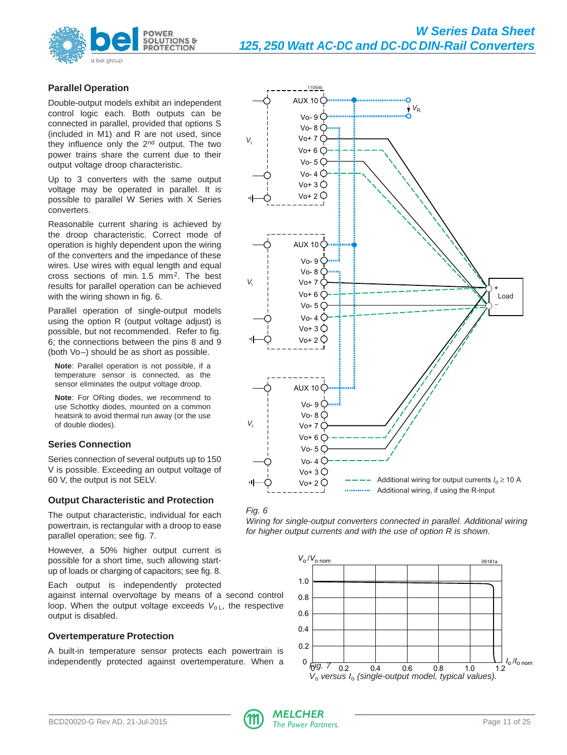## Parallel Operation

Double-output models exhibit an independent control logic each. Both outputs can be connected in parallel, provided that options S (included in M1) and R are not used, since they influence only the 2nd output. The two power trains share the current due to their output voltage droop characteristic.

Up to 3 converters with the same output voltage may be operated in parallel. It is possible to parallel W Series with X Series converters.

Reasonable current sharing is achieved by the droop characteristic. Correct mode of operation is highly dependent upon the wiring of the converters and the impedance of these wires. Use wires with equal length and equal cross sections of min. 1.5 mm². The best results for parallel operation can be achieved with the wiring shown in fig. 6.

Parallel operation of single-output models using the option R (output voltage adjust) is possible, but not recommended. Refer to fig. 6; the connections between the pins 8 and 9 (both Vo–) should be as short as possible.

**Note**: Parallel operation is not possible, if a temperature sensor is connected, as the sensor eliminates the output voltage droop.

**Note**: For ORing diodes, we recommend to use Schottky diodes, mounted on a common heatsink to avoid thermal run away (or the use of double diodes).

*Fig. 6*
*Wiring for single-output converters connected in parallel. Additional wiring for higher output currents and with the use of option R is shown.*

## Series Connection

Series connection of several outputs up to 150 V is possible. Exceeding an output voltage of 60 V, the output is not SELV.

## Output Characteristic and Protection

The output characteristic, individual for each powertrain, is rectangular with a droop to ease parallel operation; see fig. 7.

However, a 50% higher output current is possible for a short time, such allowing start-up of loads or charging of capacitors; see fig. 8.

Each output is independently protected against internal overvoltage by means of a second control loop. When the output voltage exceeds $V_{o\,L}$, the respective output is disabled.

*Fig. 7*
*$V_o$ versus $I_o$ (single-output model, typical values).*

## Overtemperature Protection

A built-in temperature sensor protects each powertrain is independently protected against overtemperature. When a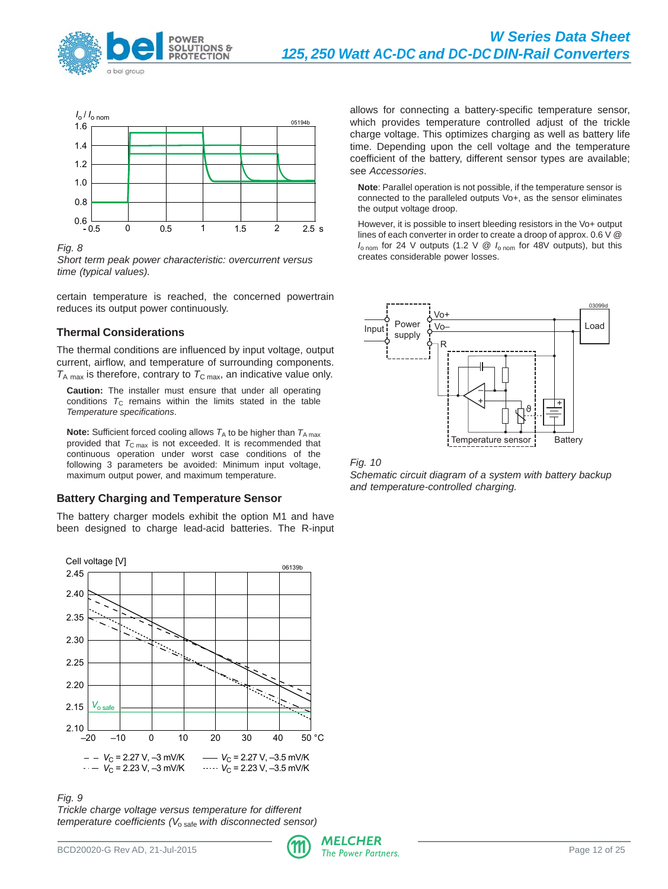*Fig. 8*
*Short term peak power characteristic: overcurrent versus time (typical values).*

certain temperature is reached, the concerned powertrain reduces its output power continuously.

## Thermal Considerations

The thermal conditions are influenced by input voltage, output current, airflow, and temperature of surrounding components. $T_{A\ max}$ is therefore, contrary to $T_{C\ max}$, an indicative value only.

**Caution:** The installer must ensure that under all operating conditions $T_C$ remains within the limits stated in the table *Temperature specifications*.

**Note:** Sufficient forced cooling allows $T_A$ to be higher than $T_{A\ max}$ provided that $T_{C\ max}$ is not exceeded. It is recommended that continuous operation under worst case conditions of the following 3 parameters be avoided: Minimum input voltage, maximum output power, and maximum temperature.

## Battery Charging and Temperature Sensor

The battery charger models exhibit the option M1 and have been designed to charge lead-acid batteries. The R-input allows for connecting a battery-specific temperature sensor, which provides temperature controlled adjust of the trickle charge voltage. This optimizes charging as well as battery life time. Depending upon the cell voltage and the temperature coefficient of the battery, different sensor types are available; see *Accessories*.

**Note**: Parallel operation is not possible, if the temperature sensor is connected to the paralleled outputs Vo+, as the sensor eliminates the output voltage droop.

However, it is possible to insert bleeding resistors in the Vo+ output lines of each converter in order to create a droop of approx. 0.6 V @ $I_{o\ nom}$ for 24 V outputs (1.2 V @ $I_{o\ nom}$ for 48V outputs), but this creates considerable power losses.

*Fig. 9*
*Trickle charge voltage versus temperature for different temperature coefficients ($V_{o\ safe}$ with disconnected sensor)*

*Fig. 10*
*Schematic circuit diagram of a system with battery backup and temperature-controlled charging.*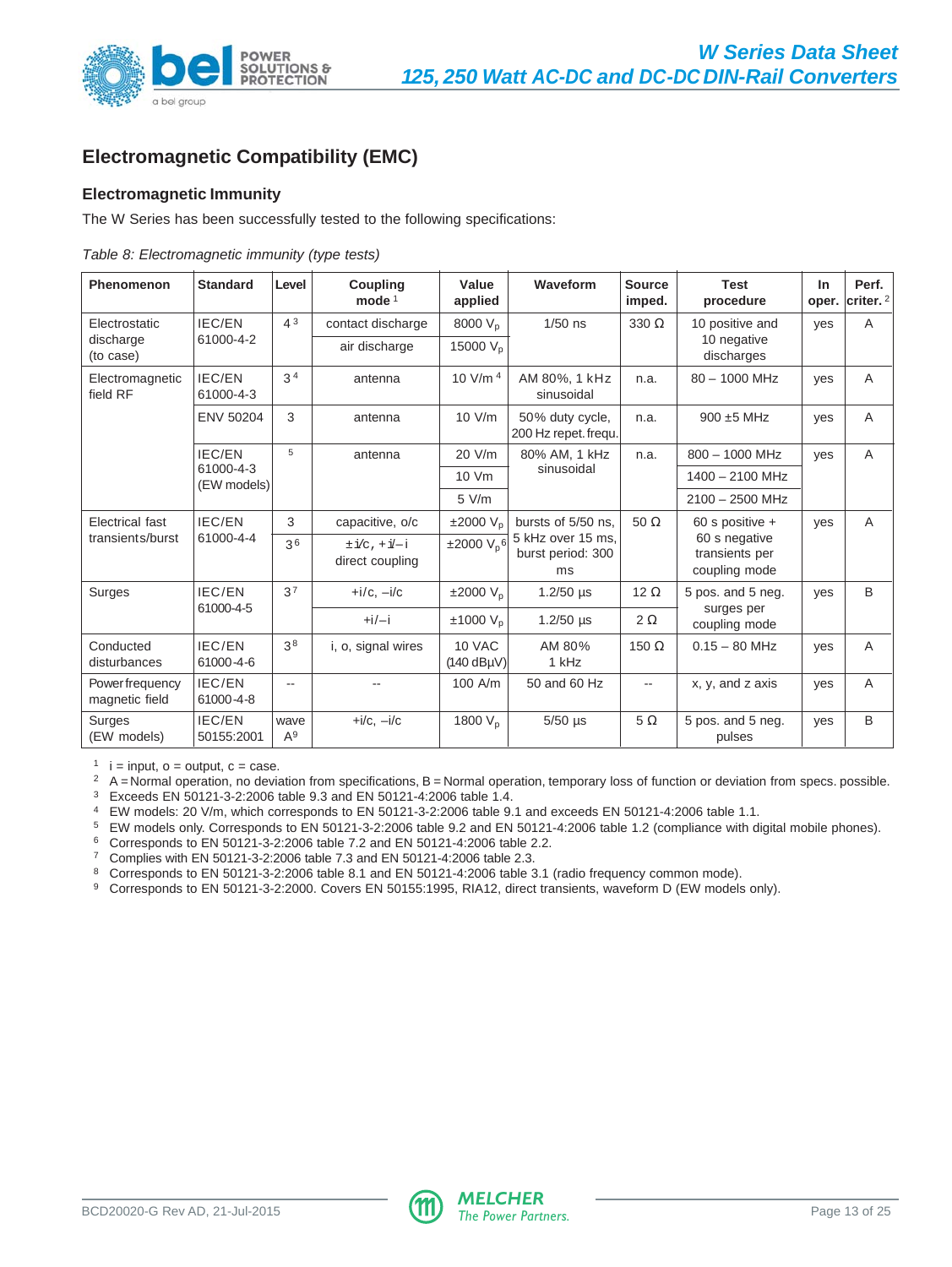## Electromagnetic Compatibility (EMC)

### Electromagnetic Immunity

The W Series has been successfully tested to the following specifications:

*Table 8: Electromagnetic immunity (type tests)*

| Phenomenon | Standard | Level | Coupling mode [1] | Value applied | Waveform | Source imped. | Test procedure | In oper. | Perf. criter. [2] |
|---|---|---|---|---|---|---|---|---|---|
| Electrostatic discharge (to case) | IEC/EN 61000-4-2 | 4 [3] | contact discharge | 8000 $V_p$ | 1/50 ns | 330 Ω | 10 positive and 10 negative discharges | yes | A |
| | | | air discharge | 15000 $V_p$ | | | | | |
| Electromagnetic field RF | IEC/EN 61000-4-3 | 3 [4] | antenna | 10 V/m [4] | AM 80%, 1 kHz sinusoidal | n.a. | 80 – 1000 MHz | yes | A |
| | ENV 50204 | 3 | antenna | 10 V/m | 50% duty cycle, 200 Hz repet. frequ. | n.a. | 900 ±5 MHz | yes | A |
| | IEC/EN 61000-4-3 (EW models) | [5] | antenna | 20 V/m | 80% AM, 1 kHz sinusoidal | n.a. | 800 – 1000 MHz | yes | A |
| | | | | 10 Vm | | | 1400 – 2100 MHz | | |
| | | | | 5 V/m | | | 2100 – 2500 MHz | | |
| Electrical fast transients/burst | IEC/EN 61000-4-4 | 3 | capacitive, o/c | ±2000 $V_p$ | bursts of 5/50 ns, 5 kHz over 15 ms, burst period: 300 ms | 50 Ω | 60 s positive + 60 s negative transients per coupling mode | yes | A |
| | | 3 [6] | ±i/c, +i/–i direct coupling | ±2000 $V_p$ [6] | | | | | |
| Surges | IEC/EN 61000-4-5 | 3 [7] | +i/c, –i/c | ±2000 $V_p$ | 1.2/50 µs | 12 Ω | 5 pos. and 5 neg. surges per coupling mode | yes | B |
| | | | +i/–i | ±1000 $V_p$ | 1.2/50 µs | 2 Ω | | | |
| Conducted disturbances | IEC/EN 61000-4-6 | 3 [8] | i, o, signal wires | 10 VAC (140 dBµV) | AM 80% 1 kHz | 150 Ω | 0.15 – 80 MHz | yes | A |
| Power frequency magnetic field | IEC/EN 61000-4-8 | -- | -- | 100 A/m | 50 and 60 Hz | -- | x, y, and z axis | yes | A |
| Surges (EW models) | IEC/EN 50155:2001 | wave A [9] | +i/c, –i/c | 1800 $V_p$ | 5/50 µs | 5 Ω | 5 pos. and 5 neg. pulses | yes | B |

[1] i = input, o = output, c = case.
[2] A = Normal operation, no deviation from specifications, B = Normal operation, temporary loss of function or deviation from specs. possible.
[3] Exceeds EN 50121-3-2:2006 table 9.3 and EN 50121-4:2006 table 1.4.
[4] EW models: 20 V/m, which corresponds to EN 50121-3-2:2006 table 9.1 and exceeds EN 50121-4:2006 table 1.1.
[5] EW models only. Corresponds to EN 50121-3-2:2006 table 9.2 and EN 50121-4:2006 table 1.2 (compliance with digital mobile phones).
[6] Corresponds to EN 50121-3-2:2006 table 7.2 and EN 50121-4:2006 table 2.2.
[7] Complies with EN 50121-3-2:2006 table 7.3 and EN 50121-4:2006 table 2.3.
[8] Corresponds to EN 50121-3-2:2006 table 8.1 and EN 50121-4:2006 table 3.1 (radio frequency common mode).
[9] Corresponds to EN 50121-3-2:2000. Covers EN 50155:1995, RIA12, direct transients, waveform D (EW models only).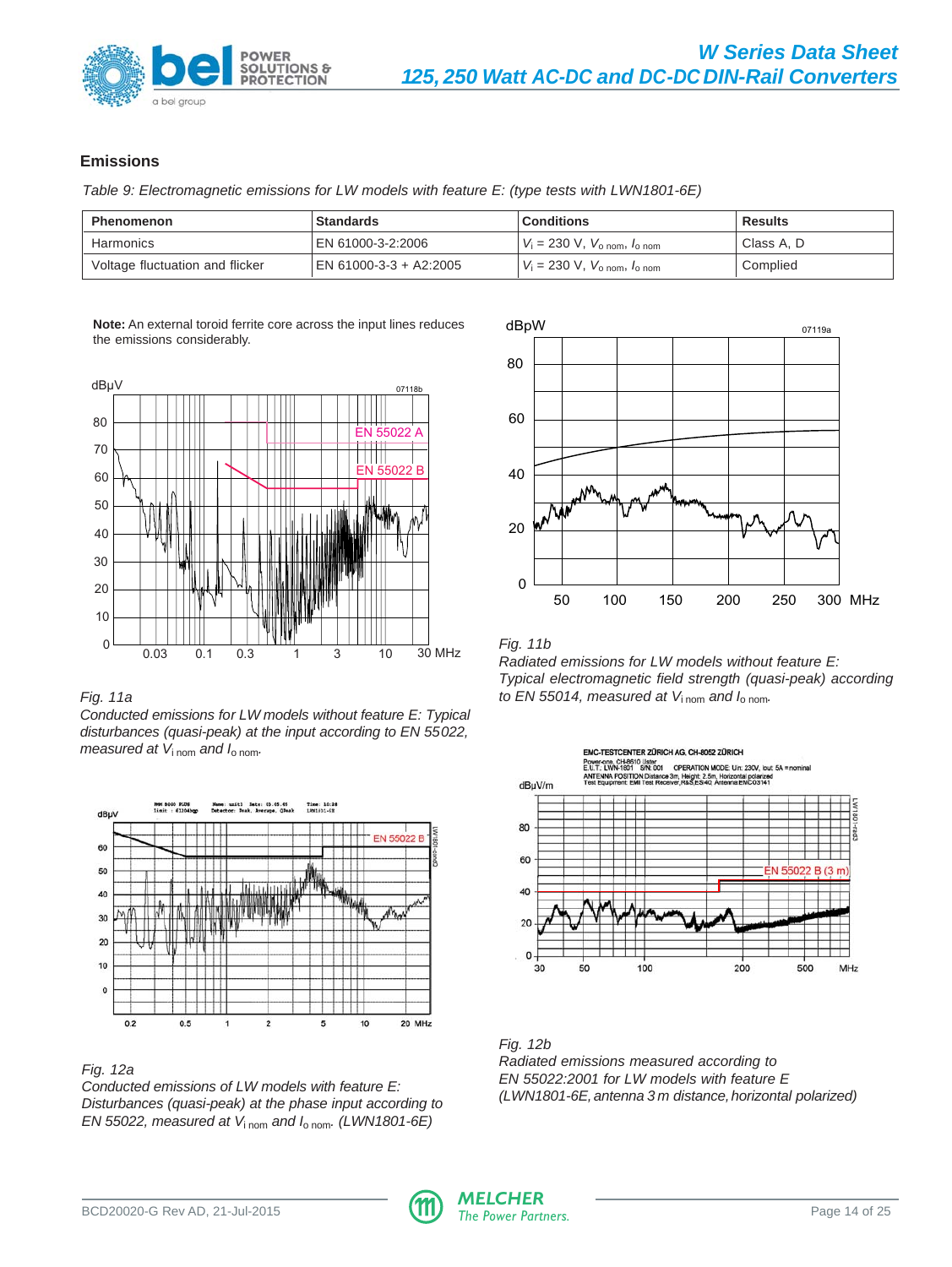## Emissions

*Table 9: Electromagnetic emissions for LW models with feature E: (type tests with LWN1801-6E)*

| Phenomenon | Standards | Conditions | Results |
|---|---|---|---|
| Harmonics | EN 61000-3-2:2006 | $V_i$ = 230 V, $V_{o\,nom}$, $I_{o\,nom}$ | Class A, D |
| Voltage fluctuation and flicker | EN 61000-3-3 + A2:2005 | $V_i$ = 230 V, $V_{o\,nom}$, $I_{o\,nom}$ | Complied |

**Note:** An external toroid ferrite core across the input lines reduces the emissions considerably.

*Fig. 11a*
*Conducted emissions for LW models without feature E: Typical disturbances (quasi-peak) at the input according to EN 55022, measured at $V_{i\,nom}$ and $I_{o\,nom}$.*

*Fig. 11b*
*Radiated emissions for LW models without feature E: Typical electromagnetic field strength (quasi-peak) according to EN 55014, measured at $V_{i\,nom}$ and $I_{o\,nom}$.*

*Fig. 12a*
*Conducted emissions of LW models with feature E: Disturbances (quasi-peak) at the phase input according to EN 55022, measured at $V_{i\,nom}$ and $I_{o\,nom}$. (LWN1801-6E)*

*Fig. 12b*
*Radiated emissions measured according to EN 55022:2001 for LW models with feature E (LWN1801-6E, antenna 3 m distance, horizontal polarized)*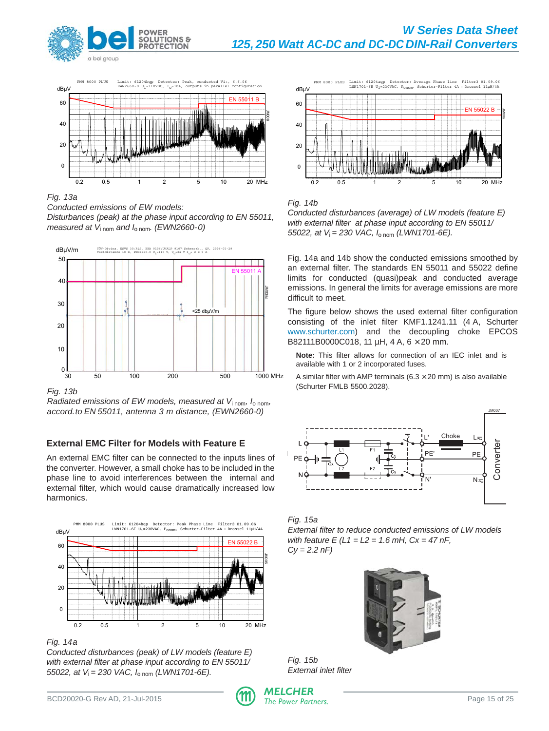Fig. 13a

*Conducted emissions of EW models:*
*Disturbances (peak) at the phase input according to EN 55011, measured at $V_{i\ nom}$ and $I_{o\ nom}$. (EWN2660-0)*

Fig. 13b

*Radiated emissions of EW models, measured at $V_{i\ nom}$, $I_{o\ nom}$, accord. to EN 55011, antenna 3 m distance, (EWN2660-0)*

## External EMC Filter for Models with Feature E

An external EMC filter can be connected to the inputs lines of the converter. However, a small choke has to be included in the phase line to avoid interferences between the internal and external filter, which would cause dramatically increased low harmonics.

Fig. 14a

*Conducted disturbances (peak) of LW models (feature E) with external filter at phase input according to EN 55011/ 55022, at $V_i$ = 230 VAC, $I_{o\ nom}$ (LWN1701-6E).*

Fig. 14b

*Conducted disturbances (average) of LW models (feature E) with external filter at phase input according to EN 55011/ 55022, at $V_i$ = 230 VAC, $I_{o\ nom}$ (LWN1701-6E).*

Fig. 14a and 14b show the conducted emissions smoothed by an external filter. The standards EN 55011 and 55022 define limits for conducted (quasi)peak and conducted average emissions. In general the limits for average emissions are more difficult to meet.

The figure below shows the used external filter configuration consisting of the inlet filter KMF1.1241.11 (4 A, Schurter www.schurter.com) and the decoupling choke EPCOS B82111B0000C018, 11 µH, 4 A, 6 × 20 mm.

**Note:** This filter allows for connection of an IEC inlet and is available with 1 or 2 incorporated fuses.

A similar filter with AMP terminals (6.3 × 20 mm) is also available (Schurter FMLB 5500.2028).

Fig. 15a

*External filter to reduce conducted emissions of LW models with feature E (L1 = L2 = 1.6 mH, Cx = 47 nF, Cy = 2.2 nF)*

Fig. 15b

*External inlet filter*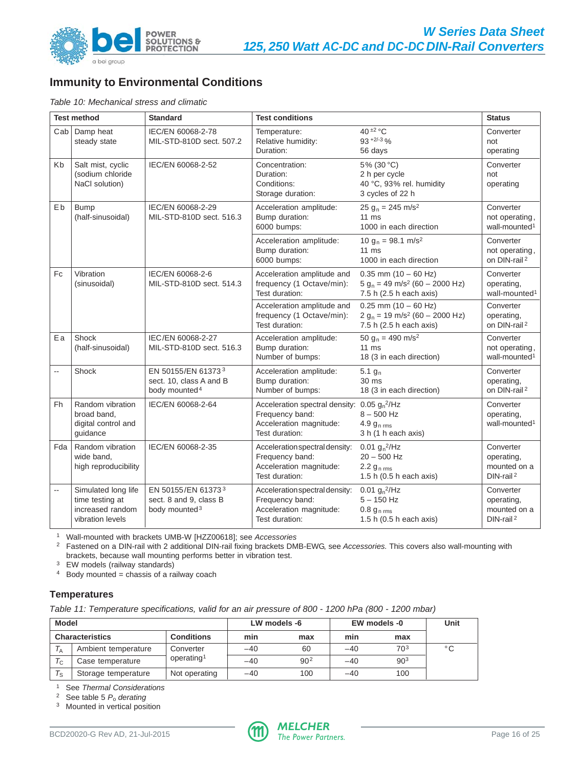## Immunity to Environmental Conditions

*Table 10: Mechanical stress and climatic*

| Test method | | Standard | Test conditions | | Status |
|---|---|---|---|---|---|
| Cab | Damp heat steady state | IEC/EN 60068-2-78<br>MIL-STD-810D sect. 507.2 | Temperature:<br>Relative humidity:<br>Duration: | $40^{\pm 2}$ °C<br>$93^{+2/-3}$ %<br>56 days | Converter not operating |
| Kb | Salt mist, cyclic (sodium chloride NaCl solution) | IEC/EN 60068-2-52 | Concentration:<br>Duration:<br>Conditions:<br>Storage duration: | 5% (30 °C)<br>2 h per cycle<br>40 °C, 93% rel. humidity<br>3 cycles of 22 h | Converter not operating |
| Eb | Bump (half-sinusoidal) | IEC/EN 60068-2-29<br>MIL-STD-810D sect. 516.3 | Acceleration amplitude:<br>Bump duration:<br>6000 bumps: | 25 $g_n$ = 245 m/s²<br>11 ms<br>1000 in each direction | Converter not operating, wall-mounted[1] |
| | | | Acceleration amplitude:<br>Bump duration:<br>6000 bumps: | 10 $g_n$ = 98.1 m/s²<br>11 ms<br>1000 in each direction | Converter not operating, on DIN-rail[2] |
| Fc | Vibration (sinusoidal) | IEC/EN 60068-2-6<br>MIL-STD-810D sect. 514.3 | Acceleration amplitude and frequency (1 Octave/min):<br>Test duration: | 0.35 mm (10 – 60 Hz)<br>5 $g_n$ = 49 m/s² (60 – 2000 Hz)<br>7.5 h (2.5 h each axis) | Converter operating, wall-mounted[1] |
| | | | Acceleration amplitude and frequency (1 Octave/min):<br>Test duration: | 0.25 mm (10 – 60 Hz)<br>2 $g_n$ = 19 m/s² (60 – 2000 Hz)<br>7.5 h (2.5 h each axis) | Converter operating, on DIN-rail[2] |
| Ea | Shock (half-sinusoidal) | IEC/EN 60068-2-27<br>MIL-STD-810D sect. 516.3 | Acceleration amplitude:<br>Bump duration:<br>Number of bumps: | 50 $g_n$ = 490 m/s²<br>11 ms<br>18 (3 in each direction) | Converter not operating, wall-mounted[1] |
| -- | Shock | EN 50155/EN 61373[3] sect. 10, class A and B body mounted[4] | Acceleration amplitude:<br>Bump duration:<br>Number of bumps: | 5.1 $g_n$<br>30 ms<br>18 (3 in each direction) | Converter operating, on DIN-rail[2] |
| Fh | Random vibration broad band, digital control and guidance | IEC/EN 60068-2-64 | Acceleration spectral density:<br>Frequency band:<br>Acceleration magnitude:<br>Test duration: | 0.05 $g_n^2$/Hz<br>8 – 500 Hz<br>4.9 $g_{n\ rms}$<br>3 h (1 h each axis) | Converter operating, wall-mounted[1] |
| Fda | Random vibration wide band, high reproducibility | IEC/EN 60068-2-35 | Acceleration spectral density:<br>Frequency band:<br>Acceleration magnitude:<br>Test duration: | 0.01 $g_n^2$/Hz<br>20 – 500 Hz<br>2.2 $g_{n\ rms}$<br>1.5 h (0.5 h each axis) | Converter operating, mounted on a DIN-rail[2] |
| -- | Simulated long life time testing at increased random vibration levels | EN 50155/EN 61373[3] sect. 8 and 9, class B body mounted[3] | Acceleration spectral density:<br>Frequency band:<br>Acceleration magnitude:<br>Test duration: | 0.01 $g_n^2$/Hz<br>5 – 150 Hz<br>0.8 $g_{n\ rms}$<br>1.5 h (0.5 h each axis) | Converter operating, mounted on a DIN-rail[2] |

[1] Wall-mounted with brackets UMB-W [HZZ00618]; see *Accessories*
[2] Fastened on a DIN-rail with 2 additional DIN-rail fixing brackets DMB-EWG, see *Accessories.* This covers also wall-mounting with brackets, because wall mounting performs better in vibration test.
[3] EW models (railway standards)
[4] Body mounted = chassis of a railway coach

### Temperatures

*Table 11: Temperature specifications, valid for an air pressure of 800 - 1200 hPa (800 - 1200 mbar)*

| Model | | | LW models -6 | | EW models -0 | | Unit |
|---|---|---|---|---|---|---|---|
| Characteristics | | Conditions | min | max | min | max | |
| $T_A$ | Ambient temperature | Converter operating[1] | –40 | 60 | –40 | 70[3] | °C |
| $T_C$ | Case temperature | | –40 | 90[2] | –40 | 90[3] | |
| $T_S$ | Storage temperature | Not operating | –40 | 100 | –40 | 100 | |

[1] See *Thermal Considerations*
[2] See table 5 *$P_o$ derating*
[3] Mounted in vertical position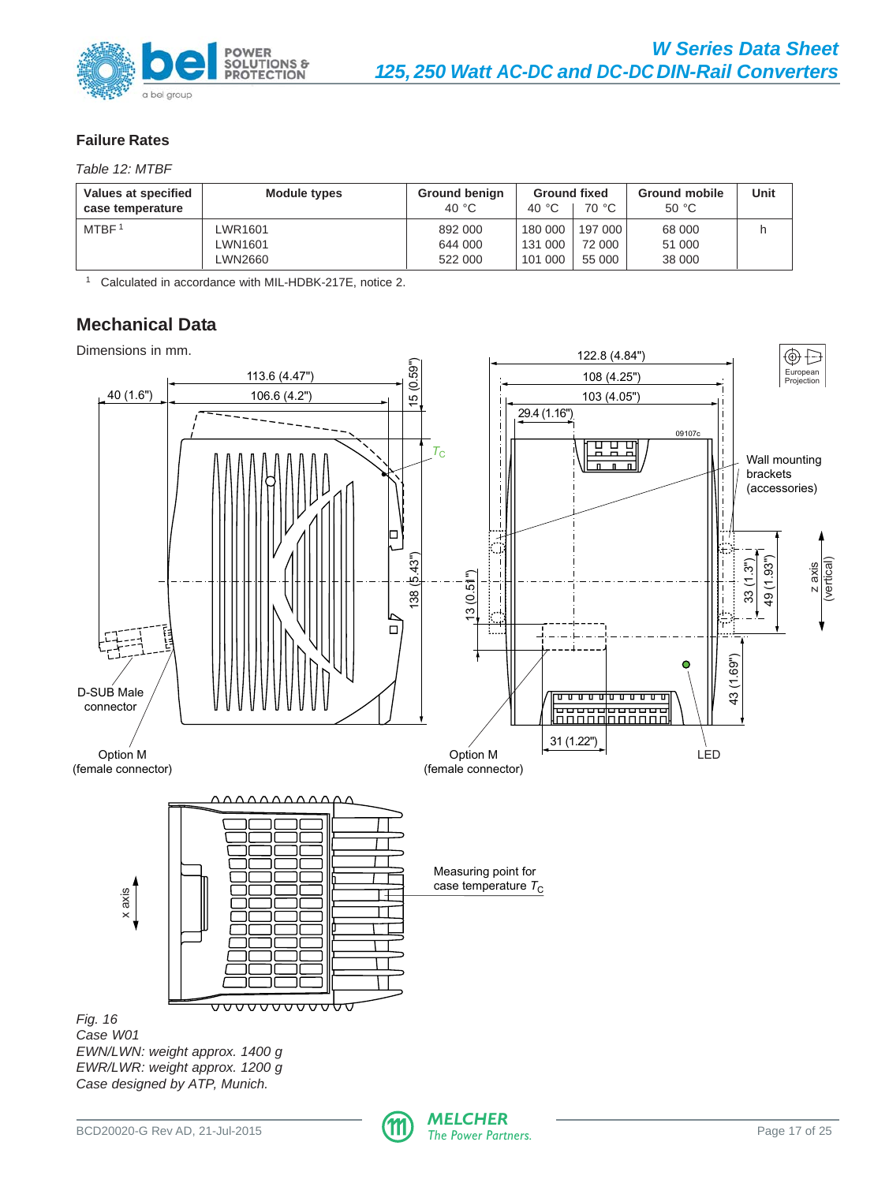## Failure Rates

*Table 12: MTBF*

| Values at specified case temperature | Module types | Ground benign 40 °C | Ground fixed 40 °C | Ground fixed 70 °C | Ground mobile 50 °C | Unit |
|---|---|---|---|---|---|---|
| MTBF [1] | LWR1601 | 892 000 | 180 000 | 197 000 | 68 000 | h |
| | LWN1601 | 644 000 | 131 000 | 72 000 | 51 000 | |
| | LWN2660 | 522 000 | 101 000 | 55 000 | 38 000 | |

[1] Calculated in accordance with MIL-HDBK-217E, notice 2.

## Mechanical Data

Dimensions in mm.

*Fig. 16*
*Case W01*
*EWN/LWN: weight approx. 1400 g*
*EWR/LWR: weight approx. 1200 g*
*Case designed by ATP, Munich.*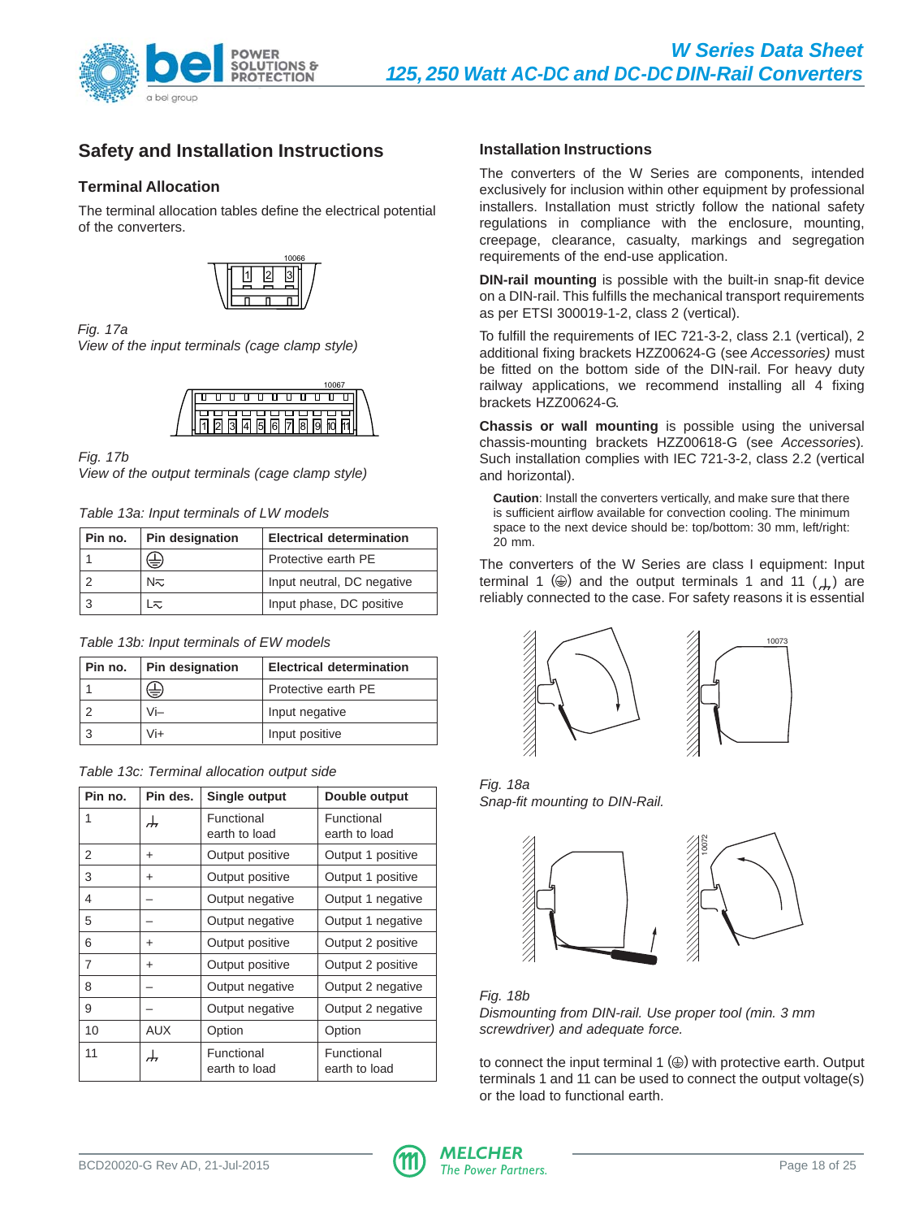## Safety and Installation Instructions

### Terminal Allocation

The terminal allocation tables define the electrical potential of the converters.

*Fig. 17a*
*View of the input terminals (cage clamp style)*

*Fig. 17b*
*View of the output terminals (cage clamp style)*

*Table 13a: Input terminals of LW models*

| Pin no. | Pin designation | Electrical determination |
|---|---|---|
| 1 | ⏚ | Protective earth PE |
| 2 | N≂ | Input neutral, DC negative |
| 3 | L≂ | Input phase, DC positive |

*Table 13b: Input terminals of EW models*

| Pin no. | Pin designation | Electrical determination |
|---|---|---|
| 1 | ⏚ | Protective earth PE |
| 2 | Vi– | Input negative |
| 3 | Vi+ | Input positive |

*Table 13c: Terminal allocation output side*

| Pin no. | Pin des. | Single output | Double output |
|---|---|---|---|
| 1 | ⏊ | Functional earth to load | Functional earth to load |
| 2 | + | Output positive | Output 1 positive |
| 3 | + | Output positive | Output 1 positive |
| 4 | – | Output negative | Output 1 negative |
| 5 | – | Output negative | Output 1 negative |
| 6 | + | Output positive | Output 2 positive |
| 7 | + | Output positive | Output 2 positive |
| 8 | – | Output negative | Output 2 negative |
| 9 | – | Output negative | Output 2 negative |
| 10 | AUX | Option | Option |
| 11 | ⏊ | Functional earth to load | Functional earth to load |

### Installation Instructions

The converters of the W Series are components, intended exclusively for inclusion within other equipment by professional installers. Installation must strictly follow the national safety regulations in compliance with the enclosure, mounting, creepage, clearance, casualty, markings and segregation requirements of the end-use application.

**DIN-rail mounting** is possible with the built-in snap-fit device on a DIN-rail. This fulfills the mechanical transport requirements as per ETSI 300019-1-2, class 2 (vertical).

To fulfill the requirements of IEC 721-3-2, class 2.1 (vertical), 2 additional fixing brackets HZZ00624-G (see *Accessories)* must be fitted on the bottom side of the DIN-rail. For heavy duty railway applications, we recommend installing all 4 fixing brackets HZZ00624-G.

**Chassis or wall mounting** is possible using the universal chassis-mounting brackets HZZ00618-G (see *Accessories*). Such installation complies with IEC 721-3-2, class 2.2 (vertical and horizontal).

**Caution**: Install the converters vertically, and make sure that there is sufficient airflow available for convection cooling. The minimum space to the next device should be: top/bottom: 30 mm, left/right: 20 mm.

The converters of the W Series are class I equipment: Input terminal 1 (⏚) and the output terminals 1 and 11 (⏊) are reliably connected to the case. For safety reasons it is essential to connect the input terminal 1 (⏚) with protective earth. Output terminals 1 and 11 can be used to connect the output voltage(s) or the load to functional earth.

*Fig. 18a*
*Snap-fit mounting to DIN-Rail.*

*Fig. 18b*
*Dismounting from DIN-rail. Use proper tool (min. 3 mm screwdriver) and adequate force.*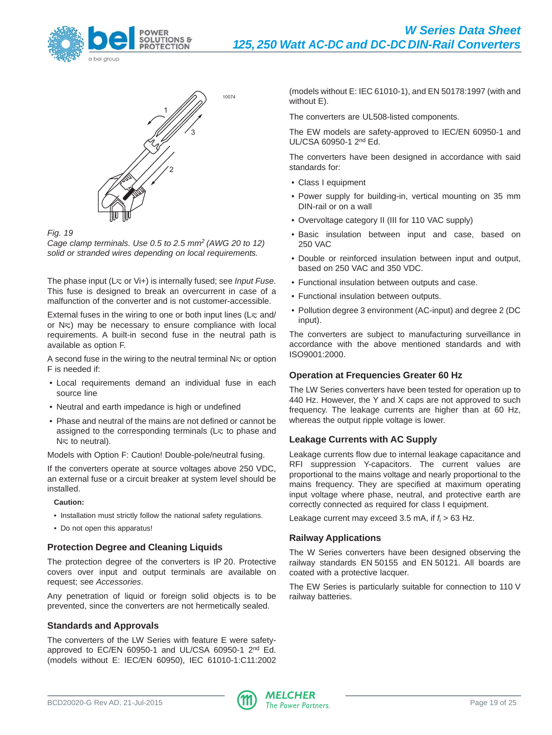*Fig. 19*
*Cage clamp terminals. Use 0.5 to 2.5 mm$^2$ (AWG 20 to 12) solid or stranded wires depending on local requirements.*

The phase input (L≂ or Vi+) is internally fused; see *Input Fuse*. This fuse is designed to break an overcurrent in case of a malfunction of the converter and is not customer-accessible.

External fuses in the wiring to one or both input lines (L≂ and/or N≂) may be necessary to ensure compliance with local requirements. A built-in second fuse in the neutral path is available as option F.

A second fuse in the wiring to the neutral terminal N≂ or option F is needed if:

- Local requirements demand an individual fuse in each source line
- Neutral and earth impedance is high or undefined
- Phase and neutral of the mains are not defined or cannot be assigned to the corresponding terminals (L≂ to phase and N≂ to neutral).

Models with Option F: Caution! Double-pole/neutral fusing.

If the converters operate at source voltages above 250 VDC, an external fuse or a circuit breaker at system level should be installed.

**Caution:**

- Installation must strictly follow the national safety regulations.
- Do not open this apparatus!

## Protection Degree and Cleaning Liquids

The protection degree of the converters is IP 20. Protective covers over input and output terminals are available on request; see *Accessories*.

Any penetration of liquid or foreign solid objects is to be prevented, since the converters are not hermetically sealed.

## Standards and Approvals

The converters of the LW Series with feature E were safety-approved to EC/EN 60950-1 and UL/CSA 60950-1 2[nd] Ed. (models without E: IEC/EN 60950), IEC 61010-1:C11:2002 (models without E: IEC 61010-1), and EN 50178:1997 (with and without E).

The converters are UL508-listed components.

The EW models are safety-approved to IEC/EN 60950-1 and UL/CSA 60950-1 2[nd] Ed.

The converters have been designed in accordance with said standards for:

- Class I equipment
- Power supply for building-in, vertical mounting on 35 mm DIN-rail or on a wall
- Overvoltage category II (III for 110 VAC supply)
- Basic insulation between input and case, based on 250 VAC
- Double or reinforced insulation between input and output, based on 250 VAC and 350 VDC.
- Functional insulation between outputs and case.
- Functional insulation between outputs.
- Pollution degree 3 environment (AC-input) and degree 2 (DC input).

The converters are subject to manufacturing surveillance in accordance with the above mentioned standards and with ISO9001:2000.

## Operation at Frequencies Greater 60 Hz

The LW Series converters have been tested for operation up to 440 Hz. However, the Y and X caps are not approved to such frequency. The leakage currents are higher than at 60 Hz, whereas the output ripple voltage is lower.

## Leakage Currents with AC Supply

Leakage currents flow due to internal leakage capacitance and RFI suppression Y-capacitors. The current values are proportional to the mains voltage and nearly proportional to the mains frequency. They are specified at maximum operating input voltage where phase, neutral, and protective earth are correctly connected as required for class I equipment.

Leakage current may exceed 3.5 mA, if $f_i$ > 63 Hz.

## Railway Applications

The W Series converters have been designed observing the railway standards EN 50155 and EN 50121. All boards are coated with a protective lacquer.

The EW Series is particularly suitable for connection to 110 V railway batteries.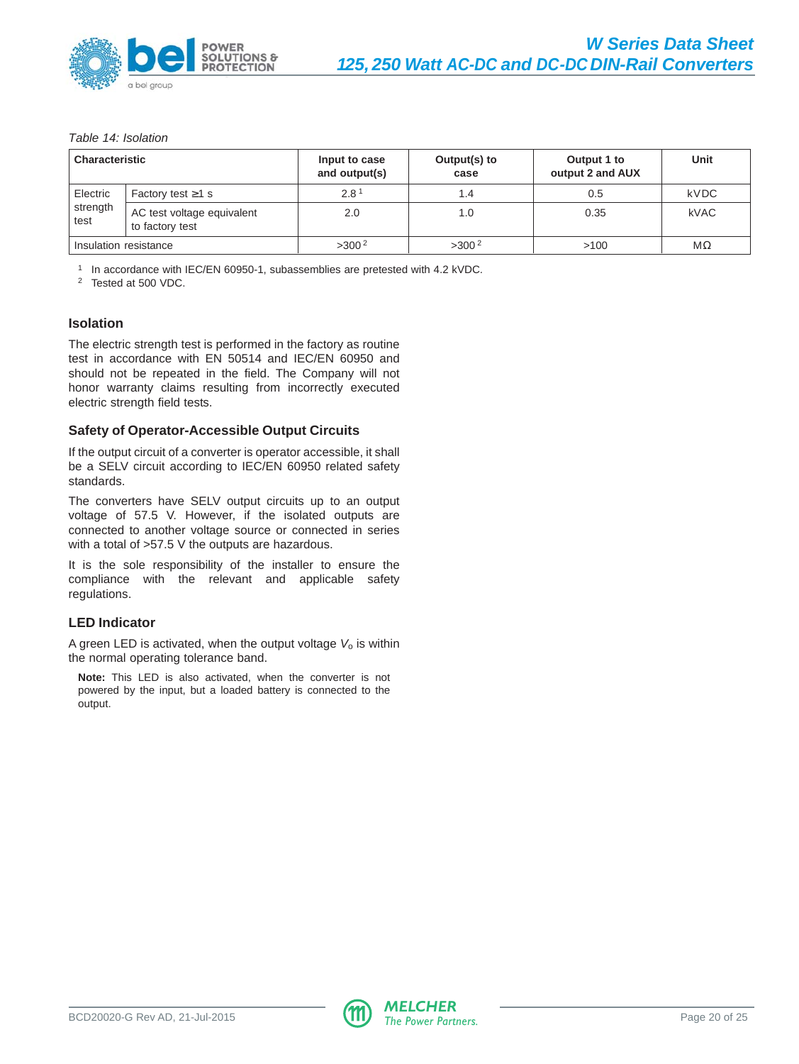*Table 14: Isolation*

| Characteristic | | Input to case and output(s) | Output(s) to case | Output 1 to output 2 and AUX | Unit |
|---|---|---|---|---|---|
| Electric strength test | Factory test ≥1 s | 2.8 [1] | 1.4 | 0.5 | kVDC |
| | AC test voltage equivalent to factory test | 2.0 | 1.0 | 0.35 | kVAC |
| Insulation resistance | | >300 [2] | >300 [2] | >100 | MΩ |

[1] In accordance with IEC/EN 60950-1, subassemblies are pretested with 4.2 kVDC.
[2] Tested at 500 VDC.

## Isolation

The electric strength test is performed in the factory as routine test in accordance with EN 50514 and IEC/EN 60950 and should not be repeated in the field. The Company will not honor warranty claims resulting from incorrectly executed electric strength field tests.

## Safety of Operator-Accessible Output Circuits

If the output circuit of a converter is operator accessible, it shall be a SELV circuit according to IEC/EN 60950 related safety standards.

The converters have SELV output circuits up to an output voltage of 57.5 V. However, if the isolated outputs are connected to another voltage source or connected in series with a total of >57.5 V the outputs are hazardous.

It is the sole responsibility of the installer to ensure the compliance with the relevant and applicable safety regulations.

## LED Indicator

A green LED is activated, when the output voltage $V_o$ is within the normal operating tolerance band.

**Note:** This LED is also activated, when the converter is not powered by the input, but a loaded battery is connected to the output.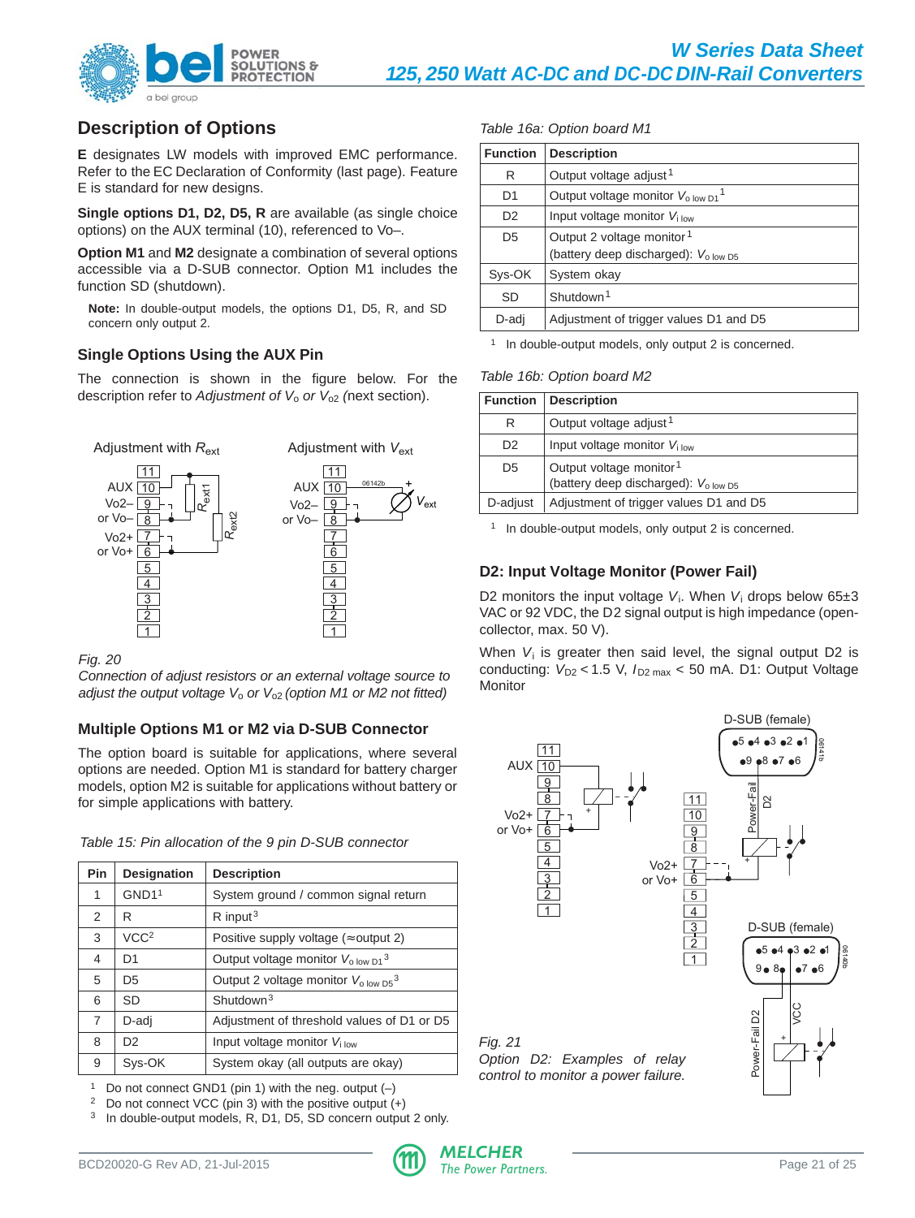## Description of Options

**E** designates LW models with improved EMC performance. Refer to the EC Declaration of Conformity (last page). Feature E is standard for new designs.

**Single options D1, D2, D5, R** are available (as single choice options) on the AUX terminal (10), referenced to Vo–.

**Option M1** and **M2** designate a combination of several options accessible via a D-SUB connector. Option M1 includes the function SD (shutdown).

**Note:** In double-output models, the options D1, D5, R, and SD concern only output 2.

### Single Options Using the AUX Pin

The connection is shown in the figure below. For the description refer to *Adjustment of $V_o$ or $V_{o2}$* (next section).

*Fig. 20*
*Connection of adjust resistors or an external voltage source to adjust the output voltage $V_o$ or $V_{o2}$ (option M1 or M2 not fitted)*

### Multiple Options M1 or M2 via D-SUB Connector

The option board is suitable for applications, where several options are needed. Option M1 is standard for battery charger models, option M2 is suitable for applications without battery or for simple applications with battery.

*Table 15: Pin allocation of the 9 pin D-SUB connector*

| Pin | Designation | Description |
|---|---|---|
| 1 | GND1[1] | System ground / common signal return |
| 2 | R | R input[3] |
| 3 | VCC[2] | Positive supply voltage (≈output 2) |
| 4 | D1 | Output voltage monitor $V_{o\ low\ D1}$[3] |
| 5 | D5 | Output 2 voltage monitor $V_{o\ low\ D5}$[3] |
| 6 | SD | Shutdown[3] |
| 7 | D-adj | Adjustment of threshold values of D1 or D5 |
| 8 | D2 | Input voltage monitor $V_{i\ low}$ |
| 9 | Sys-OK | System okay (all outputs are okay) |

[1] Do not connect GND1 (pin 1) with the neg. output (–)
[2] Do not connect VCC (pin 3) with the positive output (+)
[3] In double-output models, R, D1, D5, SD concern output 2 only.

*Table 16a: Option board M1*

| Function | Description |
|---|---|
| R | Output voltage adjust[1] |
| D1 | Output voltage monitor $V_{o\ low\ D1}$[1] |
| D2 | Input voltage monitor $V_{i\ low}$ |
| D5 | Output 2 voltage monitor[1] (battery deep discharged): $V_{o\ low\ D5}$ |
| Sys-OK | System okay |
| SD | Shutdown[1] |
| D-adj | Adjustment of trigger values D1 and D5 |

[1] In double-output models, only output 2 is concerned.

*Table 16b: Option board M2*

| Function | Description |
|---|---|
| R | Output voltage adjust[1] |
| D2 | Input voltage monitor $V_{i\ low}$ |
| D5 | Output voltage monitor[1] (battery deep discharged): $V_{o\ low\ D5}$ |
| D-adjust | Adjustment of trigger values D1 and D5 |

[1] In double-output models, only output 2 is concerned.

### D2: Input Voltage Monitor (Power Fail)

D2 monitors the input voltage $V_i$. When $V_i$ drops below 65±3 VAC or 92 VDC, the D2 signal output is high impedance (open-collector, max. 50 V).

When $V_i$ is greater then said level, the signal output D2 is conducting: $V_{D2} < 1.5$ V, $I_{D2\ max} < 50$ mA. D1: Output Voltage Monitor

*Fig. 21*
*Option D2: Examples of relay control to monitor a power failure.*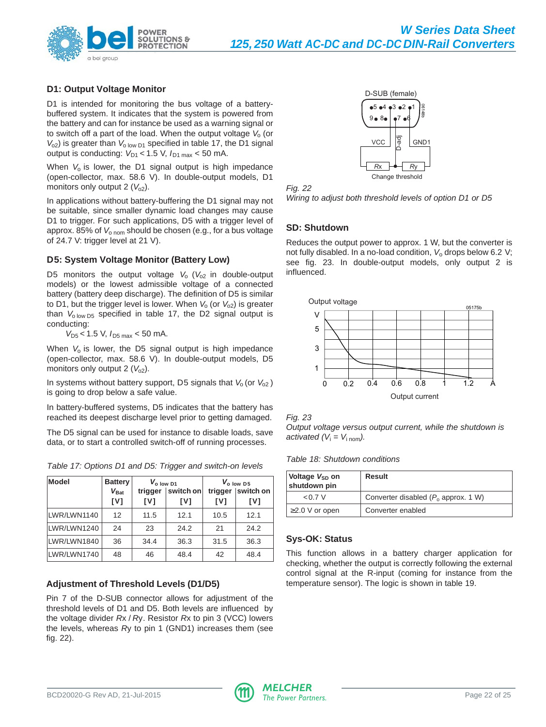## D1: Output Voltage Monitor

D1 is intended for monitoring the bus voltage of a battery-buffered system. It indicates that the system is powered from the battery and can for instance be used as a warning signal or to switch off a part of the load. When the output voltage $V_o$ (or $V_{o2}$) is greater than $V_{o\ low\ D1}$ specified in table 17, the D1 signal output is conducting: $V_{D1} < 1.5$ V, $I_{D1\ max} < 50$ mA.

When $V_o$ is lower, the D1 signal output is high impedance (open-collector, max. 58.6 V). In double-output models, D1 monitors only output 2 ($V_{o2}$).

In applications without battery-buffering the D1 signal may not be suitable, since smaller dynamic load changes may cause D1 to trigger. For such applications, D5 with a trigger level of approx. 85% of $V_{o\ nom}$ should be chosen (e.g., for a bus voltage of 24.7 V: trigger level at 21 V).

## D5: System Voltage Monitor (Battery Low)

D5 monitors the output voltage $V_o$ ($V_{o2}$ in double-output models) or the lowest admissible voltage of a connected battery (battery deep discharge). The definition of D5 is similar to D1, but the trigger level is lower. When $V_o$ (or $V_{o2}$) is greater than $V_{o\ low\ D5}$ specified in table 17, the D2 signal output is conducting:

$V_{D5} < 1.5$ V, $I_{D5\ max} < 50$ mA.

When $V_o$ is lower, the D5 signal output is high impedance (open-collector, max. 58.6 V). In double-output models, D5 monitors only output 2 ($V_{o2}$).

In systems without battery support, D5 signals that $V_o$ (or $V_{o2}$ ) is going to drop below a safe value.

In battery-buffered systems, D5 indicates that the battery has reached its deepest discharge level prior to getting damaged.

The D5 signal can be used for instance to disable loads, save data, or to start a controlled switch-off of running processes.

*Table 17: Options D1 and D5: Trigger and switch-on levels*

| Model | Battery $V_{Bat}$ [V] | $V_{o\ low\ D1}$ trigger [V] | switch on [V] | $V_{o\ low\ D5}$ trigger [V] | switch on [V] |
|---|---|---|---|---|---|
| LWR/LWN1140 | 12 | 11.5 | 12.1 | 10.5 | 12.1 |
| LWR/LWN1240 | 24 | 23 | 24.2 | 21 | 24.2 |
| LWR/LWN1840 | 36 | 34.4 | 36.3 | 31.5 | 36.3 |
| LWR/LWN1740 | 48 | 46 | 48.4 | 42 | 48.4 |

## Adjustment of Threshold Levels (D1/D5)

Pin 7 of the D-SUB connector allows for adjustment of the threshold levels of D1 and D5. Both levels are influenced by the voltage divider *R*x / *R*y. Resistor *R*x to pin 3 (VCC) lowers the levels, whereas *R*y to pin 1 (GND1) increases them (see fig. 22).

D-SUB (female) — VCC, D-adj, GND1, *R*x, *R*y, Change threshold

*Fig. 22*
*Wiring to adjust both threshold levels of option D1 or D5*

## SD: Shutdown

Reduces the output power to approx. 1 W, but the converter is not fully disabled. In a no-load condition, $V_o$ drops below 6.2 V; see fig. 23. In double-output models, only output 2 is influenced.

*Fig. 23*
*Output voltage versus output current, while the shutdown is activated ($V_i = V_{i\ nom}$).*

*Table 18: Shutdown conditions*

| Voltage $V_{SD}$ on shutdown pin | Result |
|---|---|
| <0.7 V | Converter disabled ($P_o$ approx. 1 W) |
| ≥2.0 V or open | Converter enabled |

## Sys-OK: Status

This function allows in a battery charger application for checking, whether the output is correctly following the external control signal at the R-input (coming for instance from the temperature sensor). The logic is shown in table 19.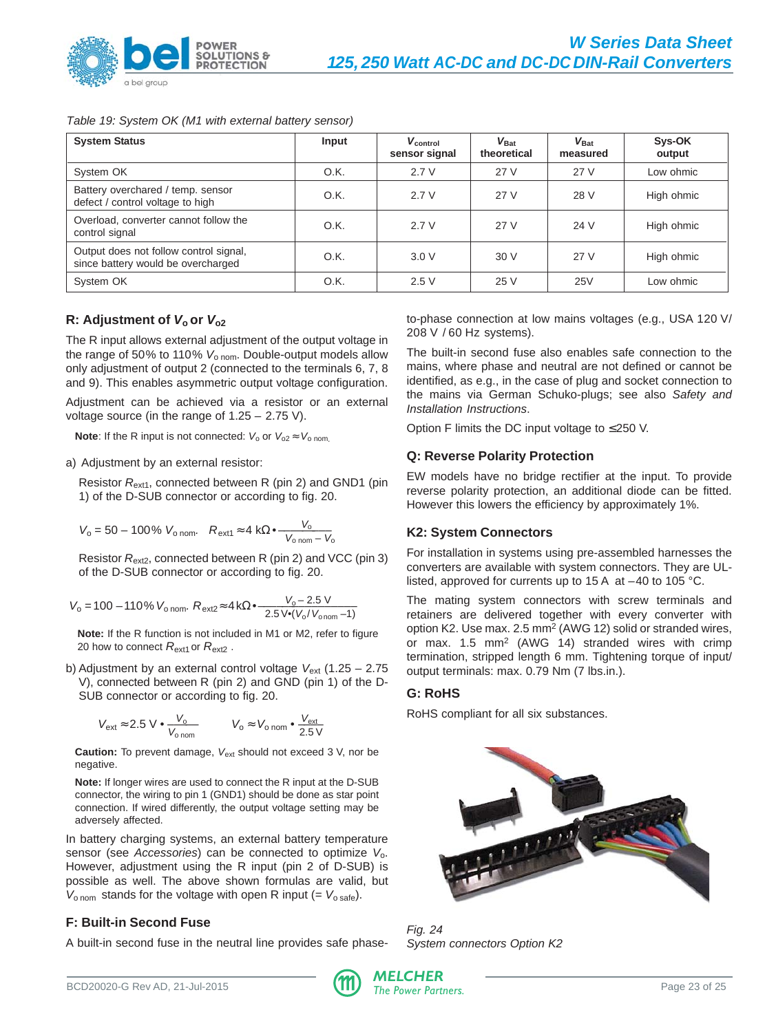*Table 19: System OK (M1 with external battery sensor)*

| System Status | Input | $V_{control}$ sensor signal | $V_{Bat}$ theoretical | $V_{Bat}$ measured | Sys-OK output |
|---|---|---|---|---|---|
| System OK | O.K. | 2.7 V | 27 V | 27 V | Low ohmic |
| Battery overcharged / temp. sensor defect / control voltage to high | O.K. | 2.7 V | 27 V | 28 V | High ohmic |
| Overload, converter cannot follow the control signal | O.K. | 2.7 V | 27 V | 24 V | High ohmic |
| Output does not follow control signal, since battery would be overcharged | O.K. | 3.0 V | 30 V | 27 V | High ohmic |
| System OK | O.K. | 2.5 V | 25 V | 25V | Low ohmic |

## R: Adjustment of $V_o$ or $V_{o2}$

The R input allows external adjustment of the output voltage in the range of 50% to 110% $V_{o\,nom}$. Double-output models allow only adjustment of output 2 (connected to the terminals 6, 7, 8 and 9). This enables asymmetric output voltage configuration.

Adjustment can be achieved via a resistor or an external voltage source (in the range of 1.25 – 2.75 V).

**Note**: If the R input is not connected: $V_o$ or $V_{o2} \approx V_{o\,nom.}$

a) Adjustment by an external resistor:

Resistor $R_{ext1}$, connected between R (pin 2) and GND1 (pin 1) of the D-SUB connector or according to fig. 20.

$$V_o = 50 - 100\%\ V_{o\,nom}. \quad R_{ext1} \approx 4\ k\Omega \bullet \frac{V_o}{V_{o\,nom} - V_o}$$

Resistor $R_{ext2}$, connected between R (pin 2) and VCC (pin 3) of the D-SUB connector or according to fig. 20.

$$V_o = 100 - 110\%\ V_{o\,nom}. \quad R_{ext2} \approx 4\,k\Omega \bullet \frac{V_o - 2.5\ V}{2.5\,V \bullet (V_o / V_{o\,nom} - 1)}$$

**Note:** If the R function is not included in M1 or M2, refer to figure 20 how to connect $R_{ext1}$ or $R_{ext2}$ .

b) Adjustment by an external control voltage $V_{ext}$ (1.25 – 2.75 V), connected between R (pin 2) and GND (pin 1) of the D-SUB connector or according to fig. 20.

$$V_{ext} \approx 2.5\ V \bullet \frac{V_o}{V_{o\,nom}} \qquad V_o \approx V_{o\,nom} \bullet \frac{V_{ext}}{2.5\,V}$$

**Caution:** To prevent damage, $V_{ext}$ should not exceed 3 V, nor be negative.

**Note:** If longer wires are used to connect the R input at the D-SUB connector, the wiring to pin 1 (GND1) should be done as star point connection. If wired differently, the output voltage setting may be adversely affected.

In battery charging systems, an external battery temperature sensor (see *Accessories*) can be connected to optimize $V_o$. However, adjustment using the R input (pin 2 of D-SUB) is possible as well. The above shown formulas are valid, but $V_{o\,nom}$ stands for the voltage with open R input (= $V_{o\,safe}$).

## F: Built-in Second Fuse

A built-in second fuse in the neutral line provides safe phase-to-phase connection at low mains voltages (e.g., USA 120 V/ 208 V / 60 Hz systems).

The built-in second fuse also enables safe connection to the mains, where phase and neutral are not defined or cannot be identified, as e.g., in the case of plug and socket connection to the mains via German Schuko-plugs; see also *Safety and Installation Instructions*.

Option F limits the DC input voltage to ≤250 V.

## Q: Reverse Polarity Protection

EW models have no bridge rectifier at the input. To provide reverse polarity protection, an additional diode can be fitted. However this lowers the efficiency by approximately 1%.

## K2: System Connectors

For installation in systems using pre-assembled harnesses the converters are available with system connectors. They are UL-listed, approved for currents up to 15 A at –40 to 105 °C.

The mating system connectors with screw terminals and retainers are delivered together with every converter with option K2. Use max. 2.5 mm[2] (AWG 12) solid or stranded wires, or max. 1.5 mm[2] (AWG 14) stranded wires with crimp termination, stripped length 6 mm. Tightening torque of input/ output terminals: max. 0.79 Nm (7 lbs.in.).

## G: RoHS

RoHS compliant for all six substances.

*Fig. 24*
*System connectors Option K2*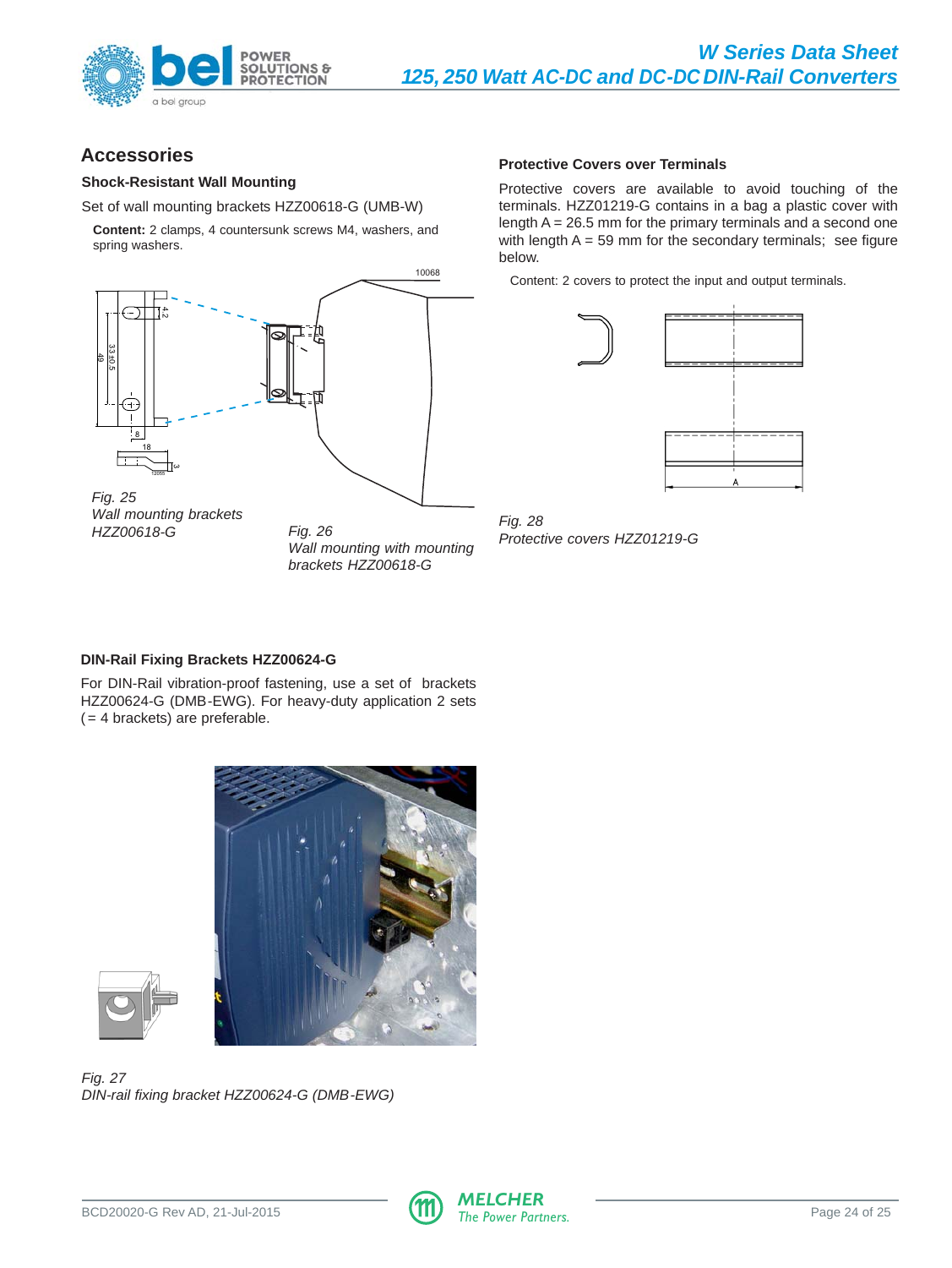## Accessories

### Shock-Resistant Wall Mounting

Set of wall mounting brackets HZZ00618-G (UMB-W)

**Content:** 2 clamps, 4 countersunk screws M4, washers, and spring washers.

*Fig. 25*
*Wall mounting brackets HZZ00618-G*

*Fig. 26*
*Wall mounting with mounting brackets HZZ00618-G*

### Protective Covers over Terminals

Protective covers are available to avoid touching of the terminals. HZZ01219-G contains in a bag a plastic cover with length A = 26.5 mm for the primary terminals and a second one with length A = 59 mm for the secondary terminals; see figure below.

Content: 2 covers to protect the input and output terminals.

*Fig. 28*
*Protective covers HZZ01219-G*

### DIN-Rail Fixing Brackets HZZ00624-G

For DIN-Rail vibration-proof fastening, use a set of brackets HZZ00624-G (DMB-EWG). For heavy-duty application 2 sets (= 4 brackets) are preferable.

*Fig. 27*
*DIN-rail fixing bracket HZZ00624-G (DMB-EWG)*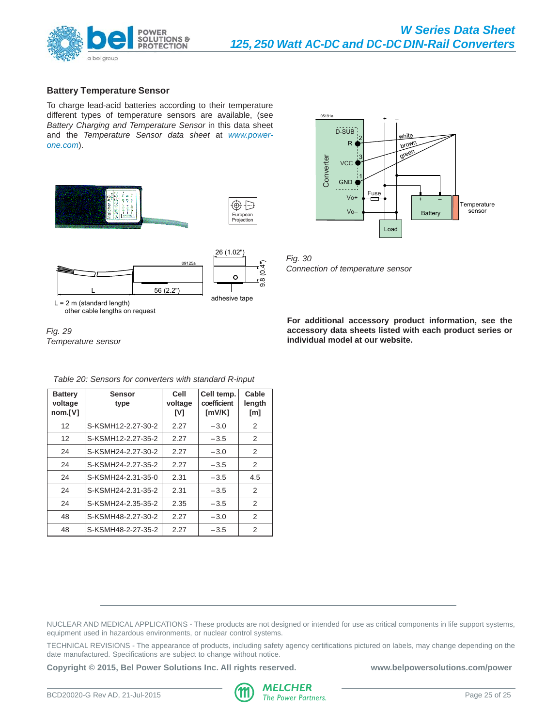### Battery Temperature Sensor

To charge lead-acid batteries according to their temperature different types of temperature sensors are available, (see *Battery Charging and Temperature Sensor* in this data sheet and the *Temperature Sensor data sheet* at *www.power-one.com*).

European Projection

09125a

26 (1.02")

9.8 (0.4")

L

56 (2.2")

adhesive tape

L = 2 m (standard length)
other cable lengths on request

*Fig. 29*
*Temperature sensor*

05191a

Converter

D-SUB

R

VCC

GND

Vo+

Vo–

Fuse

white

brown

green

Battery

Temperature sensor

Load

*Fig. 30*
*Connection of temperature sensor*

**For additional accessory product information, see the accessory data sheets listed with each product series or individual model at our website.**

*Table 20: Sensors for converters with standard R-input*

| Battery voltage nom.[V] | Sensor type | Cell voltage [V] | Cell temp. coefficient [mV/K] | Cable length [m] |
|---|---|---|---|---|
| 12 | S-KSMH12-2.27-30-2 | 2.27 | −3.0 | 2 |
| 12 | S-KSMH12-2.27-35-2 | 2.27 | −3.5 | 2 |
| 24 | S-KSMH24-2.27-30-2 | 2.27 | −3.0 | 2 |
| 24 | S-KSMH24-2.27-35-2 | 2.27 | −3.5 | 2 |
| 24 | S-KSMH24-2.31-35-0 | 2.31 | −3.5 | 4.5 |
| 24 | S-KSMH24-2.31-35-2 | 2.31 | −3.5 | 2 |
| 24 | S-KSMH24-2.35-35-2 | 2.35 | −3.5 | 2 |
| 48 | S-KSMH48-2.27-30-2 | 2.27 | −3.0 | 2 |
| 48 | S-KSMH48-2-27-35-2 | 2.27 | −3.5 | 2 |

NUCLEAR AND MEDICAL APPLICATIONS - These products are not designed or intended for use as critical components in life support systems, equipment used in hazardous environments, or nuclear control systems.

TECHNICAL REVISIONS - The appearance of products, including safety agency certifications pictured on labels, may change depending on the date manufactured. Specifications are subject to change without notice.

**Copyright © 2015, Bel Power Solutions Inc. All rights reserved.** **www.belpowersolutions.com/power**

BCD20020-G Rev AD, 21-Jul-2015